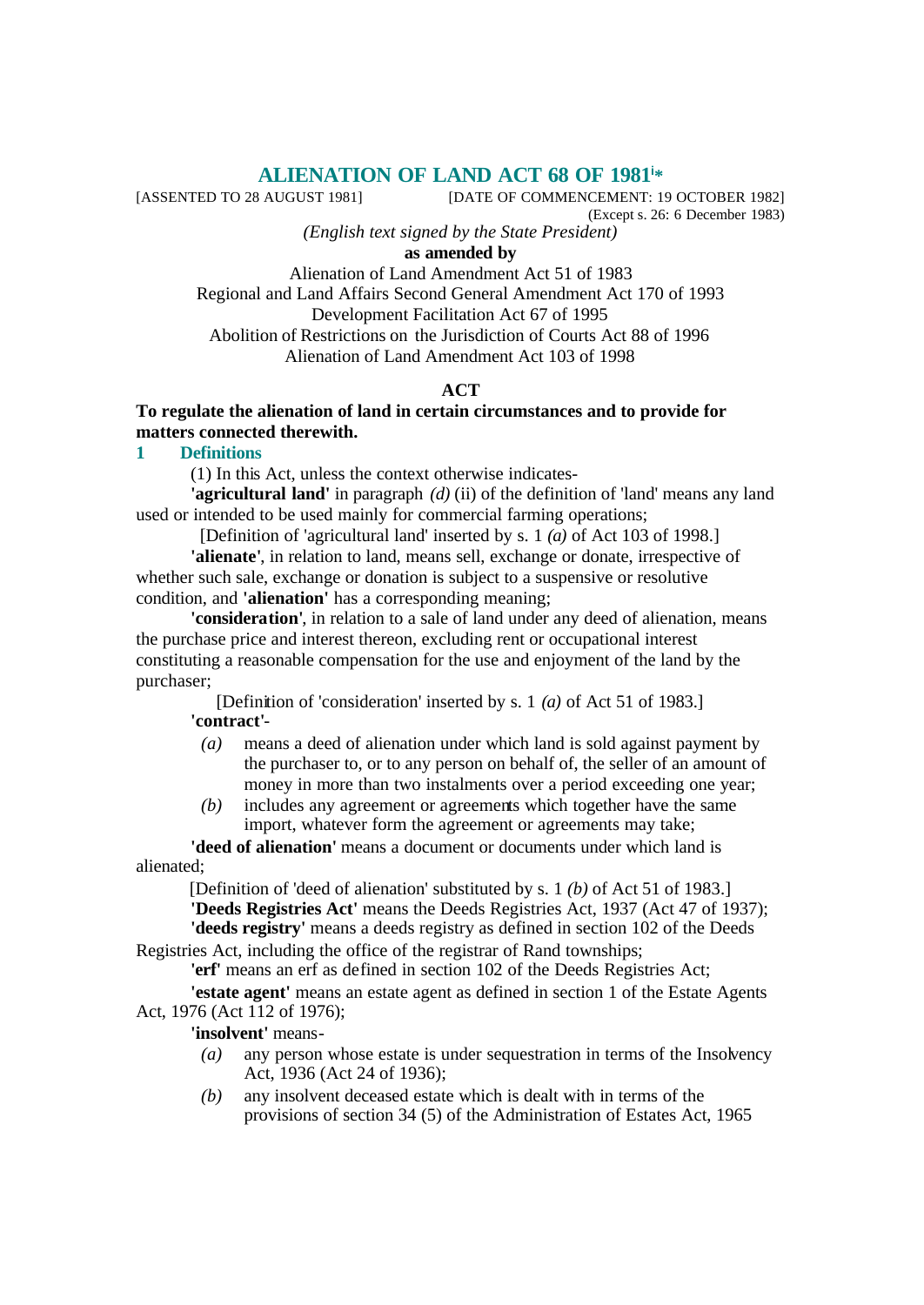# ALIENATION OF LAND ACT 68 OF 1981[i]*

[ASSENTED TO 28 AUGUST 1981] [DATE OF COMMENCEMENT: 19 OCTOBER 1982]
(Except s. 26: 6 December 1983)

*(English text signed by the State President)*

**as amended by**

Alienation of Land Amendment Act 51 of 1983
Regional and Land Affairs Second General Amendment Act 170 of 1993
Development Facilitation Act 67 of 1995
Abolition of Restrictions on the Jurisdiction of Courts Act 88 of 1996
Alienation of Land Amendment Act 103 of 1998

**ACT**

**To regulate the alienation of land in certain circumstances and to provide for matters connected therewith.**

## 1 Definitions

(1) In this Act, unless the context otherwise indicates-

**'agricultural land'** in paragraph *(d)* (ii) of the definition of 'land' means any land used or intended to be used mainly for commercial farming operations;

[Definition of 'agricultural land' inserted by s. 1 *(a)* of Act 103 of 1998.]

**'alienate'**, in relation to land, means sell, exchange or donate, irrespective of whether such sale, exchange or donation is subject to a suspensive or resolutive condition, and **'alienation'** has a corresponding meaning;

**'consideration'**, in relation to a sale of land under any deed of alienation, means the purchase price and interest thereon, excluding rent or occupational interest constituting a reasonable compensation for the use and enjoyment of the land by the purchaser;

[Definition of 'consideration' inserted by s. 1 *(a)* of Act 51 of 1983.]

**'contract'**-

*(a)* means a deed of alienation under which land is sold against payment by the purchaser to, or to any person on behalf of, the seller of an amount of money in more than two instalments over a period exceeding one year;

*(b)* includes any agreement or agreements which together have the same import, whatever form the agreement or agreements may take;

**'deed of alienation'** means a document or documents under which land is alienated;

[Definition of 'deed of alienation' substituted by s. 1 *(b)* of Act 51 of 1983.]

**'Deeds Registries Act'** means the Deeds Registries Act, 1937 (Act 47 of 1937);

**'deeds registry'** means a deeds registry as defined in section 102 of the Deeds Registries Act, including the office of the registrar of Rand townships;

**'erf'** means an erf as defined in section 102 of the Deeds Registries Act;

**'estate agent'** means an estate agent as defined in section 1 of the Estate Agents Act, 1976 (Act 112 of 1976);

**'insolvent'** means-

*(a)* any person whose estate is under sequestration in terms of the Insolvency Act, 1936 (Act 24 of 1936);

*(b)* any insolvent deceased estate which is dealt with in terms of the provisions of section 34 (5) of the Administration of Estates Act, 1965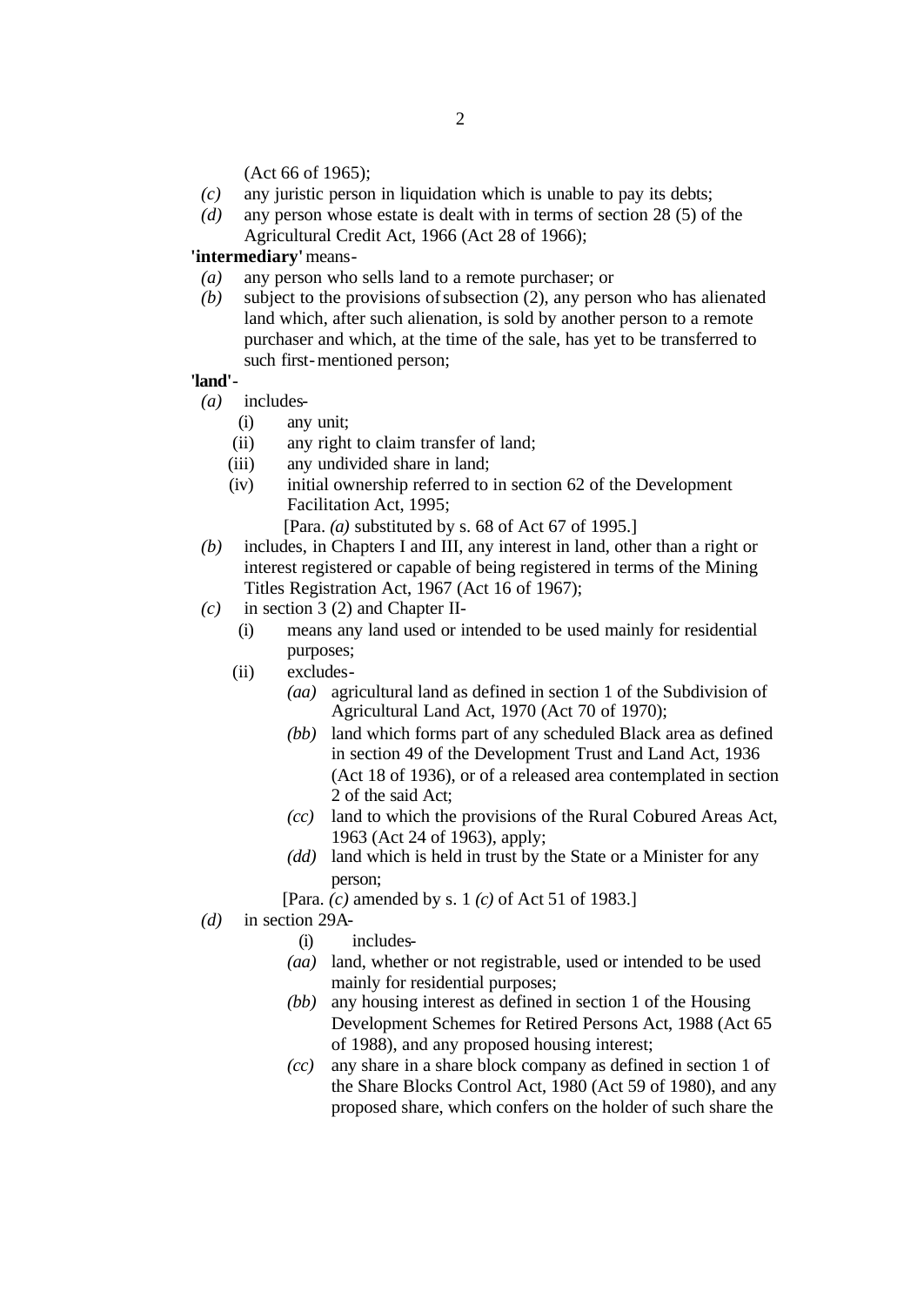(Act 66 of 1965);

*(c)* any juristic person in liquidation which is unable to pay its debts;

*(d)* any person whose estate is dealt with in terms of section 28 (5) of the Agricultural Credit Act, 1966 (Act 28 of 1966);

**'intermediary'** means-

*(a)* any person who sells land to a remote purchaser; or

*(b)* subject to the provisions of subsection (2), any person who has alienated land which, after such alienation, is sold by another person to a remote purchaser and which, at the time of the sale, has yet to be transferred to such first-mentioned person;

**'land'**-

*(a)* includes-

(i) any unit;

(ii) any right to claim transfer of land;

(iii) any undivided share in land;

(iv) initial ownership referred to in section 62 of the Development Facilitation Act, 1995;

[Para. *(a)* substituted by s. 68 of Act 67 of 1995.]

*(b)* includes, in Chapters I and III, any interest in land, other than a right or interest registered or capable of being registered in terms of the Mining Titles Registration Act, 1967 (Act 16 of 1967);

*(c)* in section 3 (2) and Chapter II-

(i) means any land used or intended to be used mainly for residential purposes;

(ii) excludes-

*(aa)* agricultural land as defined in section 1 of the Subdivision of Agricultural Land Act, 1970 (Act 70 of 1970);

*(bb)* land which forms part of any scheduled Black area as defined in section 49 of the Development Trust and Land Act, 1936 (Act 18 of 1936), or of a released area contemplated in section 2 of the said Act;

*(cc)* land to which the provisions of the Rural Coloured Areas Act, 1963 (Act 24 of 1963), apply;

*(dd)* land which is held in trust by the State or a Minister for any person;

[Para. *(c)* amended by s. 1 *(c)* of Act 51 of 1983.]

*(d)* in section 29A-

(i) includes-

*(aa)* land, whether or not registrable, used or intended to be used mainly for residential purposes;

*(bb)* any housing interest as defined in section 1 of the Housing Development Schemes for Retired Persons Act, 1988 (Act 65 of 1988), and any proposed housing interest;

*(cc)* any share in a share block company as defined in section 1 of the Share Blocks Control Act, 1980 (Act 59 of 1980), and any proposed share, which confers on the holder of such share the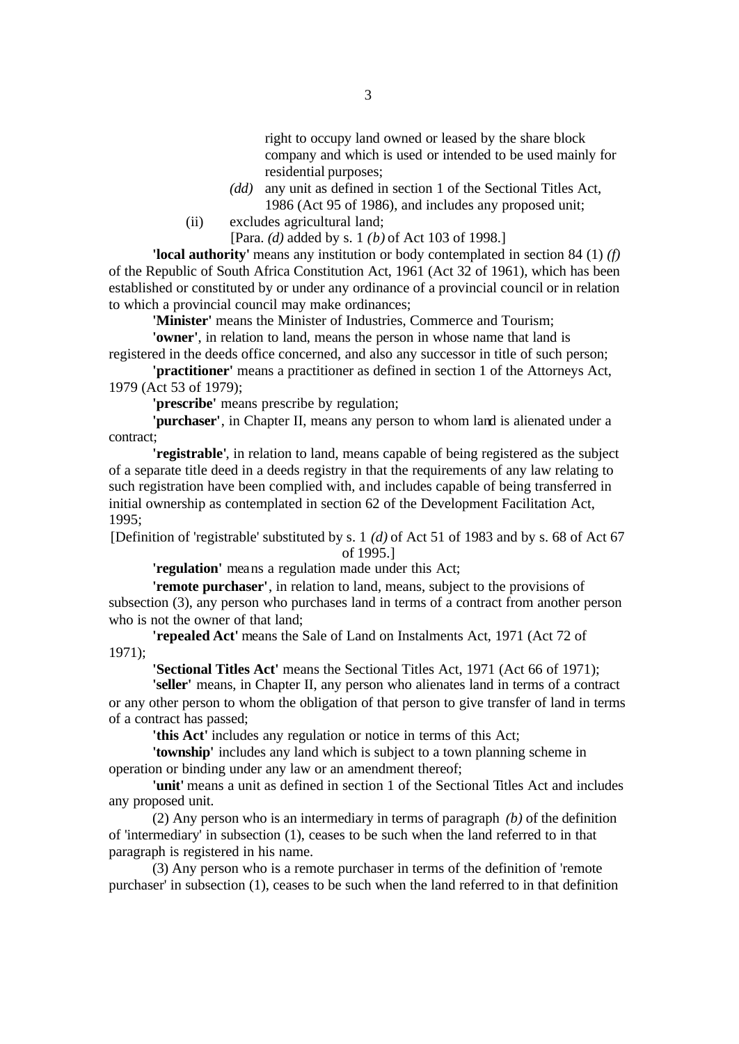right to occupy land owned or leased by the share block company and which is used or intended to be used mainly for residential purposes;

*(dd)* any unit as defined in section 1 of the Sectional Titles Act, 1986 (Act 95 of 1986), and includes any proposed unit;

(ii) excludes agricultural land;

[Para. *(d)* added by s. 1 *(b)* of Act 103 of 1998.]

**'local authority'** means any institution or body contemplated in section 84 (1) *(f)* of the Republic of South Africa Constitution Act, 1961 (Act 32 of 1961), which has been established or constituted by or under any ordinance of a provincial council or in relation to which a provincial council may make ordinances;

**'Minister'** means the Minister of Industries, Commerce and Tourism;

**'owner'**, in relation to land, means the person in whose name that land is registered in the deeds office concerned, and also any successor in title of such person;

**'practitioner'** means a practitioner as defined in section 1 of the Attorneys Act, 1979 (Act 53 of 1979);

**'prescribe'** means prescribe by regulation;

**'purchaser'**, in Chapter II, means any person to whom land is alienated under a contract;

**'registrable'**, in relation to land, means capable of being registered as the subject of a separate title deed in a deeds registry in that the requirements of any law relating to such registration have been complied with, and includes capable of being transferred in initial ownership as contemplated in section 62 of the Development Facilitation Act, 1995;

[Definition of 'registrable' substituted by s. 1 *(d)* of Act 51 of 1983 and by s. 68 of Act 67 of 1995.]

**'regulation'** means a regulation made under this Act;

**'remote purchaser'**, in relation to land, means, subject to the provisions of subsection (3), any person who purchases land in terms of a contract from another person who is not the owner of that land;

**'repealed Act'** means the Sale of Land on Instalments Act, 1971 (Act 72 of 1971);

**'Sectional Titles Act'** means the Sectional Titles Act, 1971 (Act 66 of 1971);

**'seller'** means, in Chapter II, any person who alienates land in terms of a contract or any other person to whom the obligation of that person to give transfer of land in terms of a contract has passed;

**'this Act'** includes any regulation or notice in terms of this Act;

**'township'** includes any land which is subject to a town planning scheme in operation or binding under any law or an amendment thereof;

**'unit'** means a unit as defined in section 1 of the Sectional Titles Act and includes any proposed unit.

(2) Any person who is an intermediary in terms of paragraph *(b)* of the definition of 'intermediary' in subsection (1), ceases to be such when the land referred to in that paragraph is registered in his name.

(3) Any person who is a remote purchaser in terms of the definition of 'remote purchaser' in subsection (1), ceases to be such when the land referred to in that definition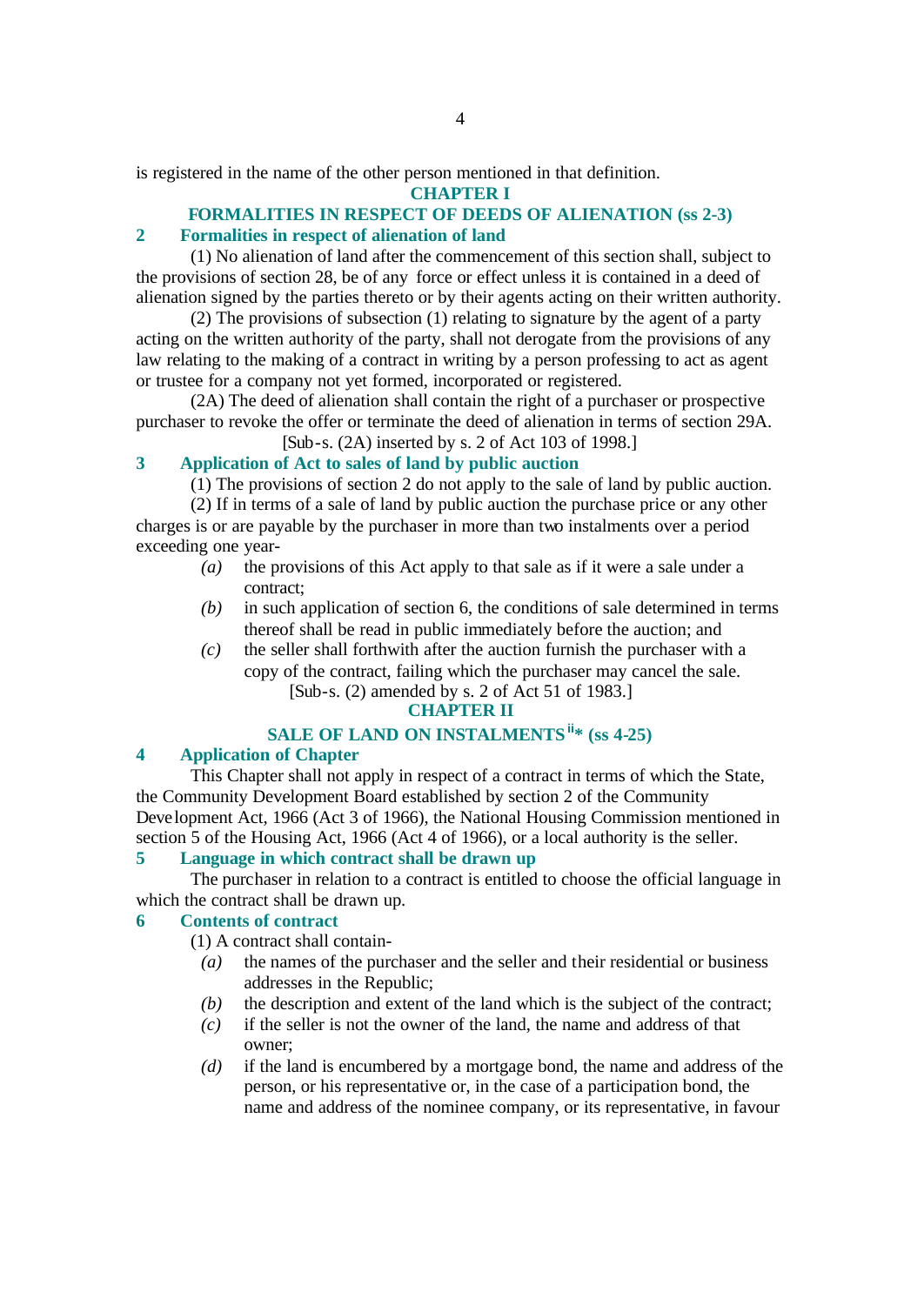is registered in the name of the other person mentioned in that definition.

## CHAPTER I

## FORMALITIES IN RESPECT OF DEEDS OF ALIENATION (ss 2-3)

### 2 Formalities in respect of alienation of land

(1) No alienation of land after the commencement of this section shall, subject to the provisions of section 28, be of any force or effect unless it is contained in a deed of alienation signed by the parties thereto or by their agents acting on their written authority.

(2) The provisions of subsection (1) relating to signature by the agent of a party acting on the written authority of the party, shall not derogate from the provisions of any law relating to the making of a contract in writing by a person professing to act as agent or trustee for a company not yet formed, incorporated or registered.

(2A) The deed of alienation shall contain the right of a purchaser or prospective purchaser to revoke the offer or terminate the deed of alienation in terms of section 29A.

[Sub-s. (2A) inserted by s. 2 of Act 103 of 1998.]

### 3 Application of Act to sales of land by public auction

(1) The provisions of section 2 do not apply to the sale of land by public auction.

(2) If in terms of a sale of land by public auction the purchase price or any other charges is or are payable by the purchaser in more than two instalments over a period exceeding one year-

*(a)* the provisions of this Act apply to that sale as if it were a sale under a contract;

*(b)* in such application of section 6, the conditions of sale determined in terms thereof shall be read in public immediately before the auction; and

*(c)* the seller shall forthwith after the auction furnish the purchaser with a copy of the contract, failing which the purchaser may cancel the sale.

[Sub-s. (2) amended by s. 2 of Act 51 of 1983.]

## CHAPTER II

## SALE OF LAND ON INSTALMENTS[ii]* (ss 4-25)

### 4 Application of Chapter

This Chapter shall not apply in respect of a contract in terms of which the State, the Community Development Board established by section 2 of the Community Development Act, 1966 (Act 3 of 1966), the National Housing Commission mentioned in section 5 of the Housing Act, 1966 (Act 4 of 1966), or a local authority is the seller.

### 5 Language in which contract shall be drawn up

The purchaser in relation to a contract is entitled to choose the official language in which the contract shall be drawn up.

### 6 Contents of contract

(1) A contract shall contain-

*(a)* the names of the purchaser and the seller and their residential or business addresses in the Republic;

*(b)* the description and extent of the land which is the subject of the contract;

*(c)* if the seller is not the owner of the land, the name and address of that owner;

*(d)* if the land is encumbered by a mortgage bond, the name and address of the person, or his representative or, in the case of a participation bond, the name and address of the nominee company, or its representative, in favour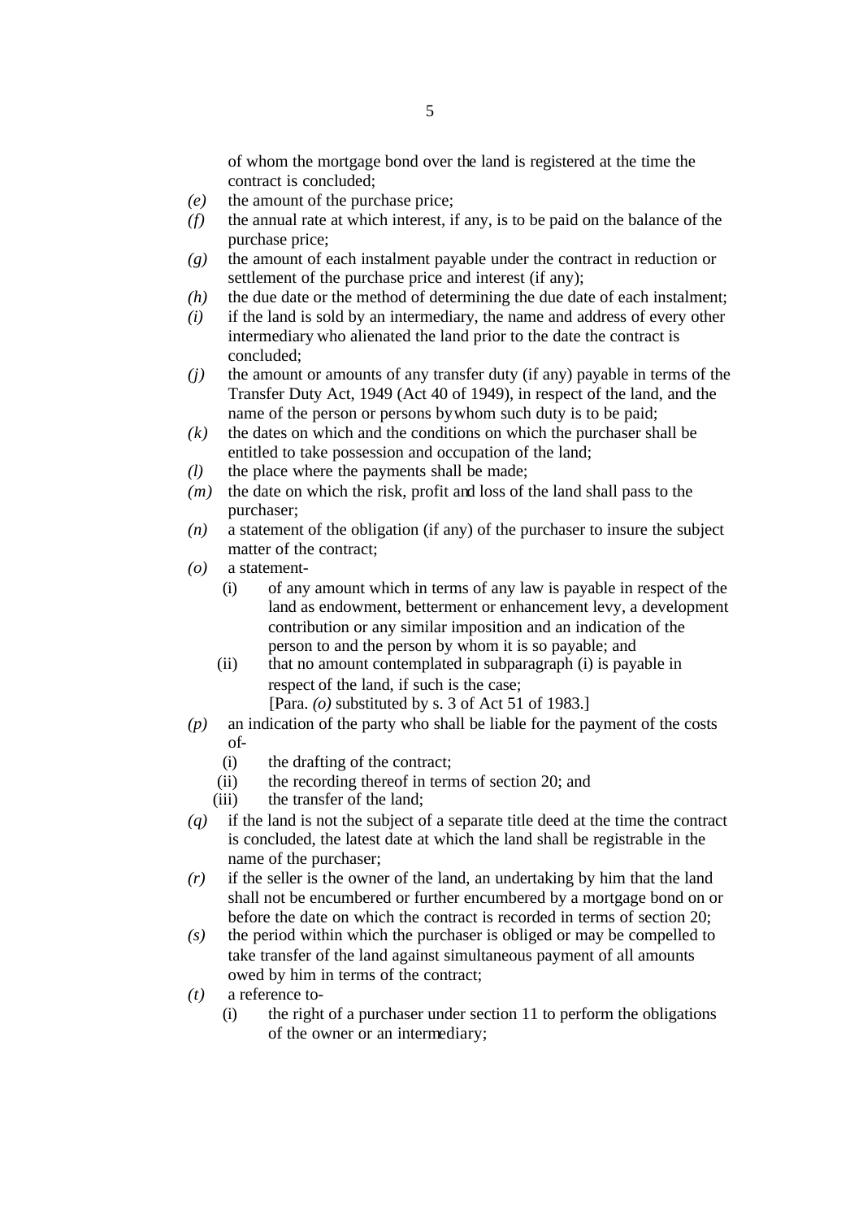of whom the mortgage bond over the land is registered at the time the contract is concluded;

*(e)* the amount of the purchase price;

*(f)* the annual rate at which interest, if any, is to be paid on the balance of the purchase price;

*(g)* the amount of each instalment payable under the contract in reduction or settlement of the purchase price and interest (if any);

*(h)* the due date or the method of determining the due date of each instalment;

*(i)* if the land is sold by an intermediary, the name and address of every other intermediary who alienated the land prior to the date the contract is concluded;

*(j)* the amount or amounts of any transfer duty (if any) payable in terms of the Transfer Duty Act, 1949 (Act 40 of 1949), in respect of the land, and the name of the person or persons by whom such duty is to be paid;

*(k)* the dates on which and the conditions on which the purchaser shall be entitled to take possession and occupation of the land;

*(l)* the place where the payments shall be made;

*(m)* the date on which the risk, profit and loss of the land shall pass to the purchaser;

*(n)* a statement of the obligation (if any) of the purchaser to insure the subject matter of the contract;

*(o)* a statement-

   (i) of any amount which in terms of any law is payable in respect of the land as endowment, betterment or enhancement levy, a development contribution or any similar imposition and an indication of the person to and the person by whom it is so payable; and

   (ii) that no amount contemplated in subparagraph (i) is payable in respect of the land, if such is the case;

   [Para. *(o)* substituted by s. 3 of Act 51 of 1983.]

*(p)* an indication of the party who shall be liable for the payment of the costs of-

   (i) the drafting of the contract;

   (ii) the recording thereof in terms of section 20; and

   (iii) the transfer of the land;

*(q)* if the land is not the subject of a separate title deed at the time the contract is concluded, the latest date at which the land shall be registrable in the name of the purchaser;

*(r)* if the seller is the owner of the land, an undertaking by him that the land shall not be encumbered or further encumbered by a mortgage bond on or before the date on which the contract is recorded in terms of section 20;

*(s)* the period within which the purchaser is obliged or may be compelled to take transfer of the land against simultaneous payment of all amounts owed by him in terms of the contract;

*(t)* a reference to-

   (i) the right of a purchaser under section 11 to perform the obligations of the owner or an intermediary;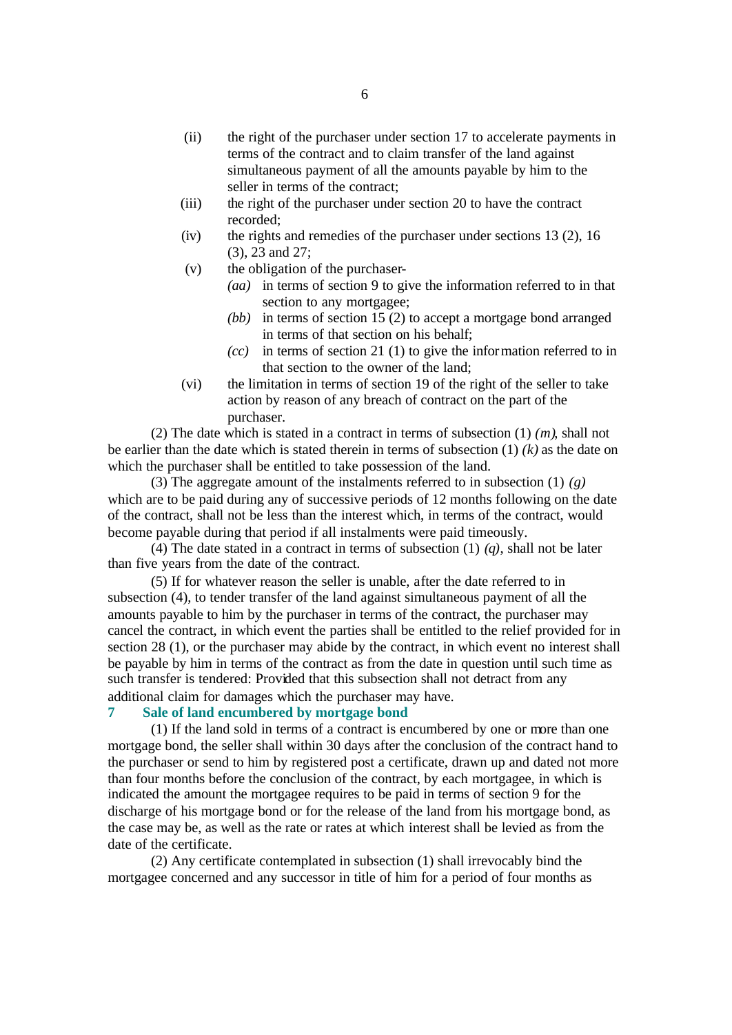(ii) the right of the purchaser under section 17 to accelerate payments in terms of the contract and to claim transfer of the land against simultaneous payment of all the amounts payable by him to the seller in terms of the contract;

(iii) the right of the purchaser under section 20 to have the contract recorded;

(iv) the rights and remedies of the purchaser under sections 13 (2), 16 (3), 23 and 27;

(v) the obligation of the purchaser-

*(aa)* in terms of section 9 to give the information referred to in that section to any mortgagee;

*(bb)* in terms of section 15 (2) to accept a mortgage bond arranged in terms of that section on his behalf;

*(cc)* in terms of section 21 (1) to give the information referred to in that section to the owner of the land;

(vi) the limitation in terms of section 19 of the right of the seller to take action by reason of any breach of contract on the part of the purchaser.

(2) The date which is stated in a contract in terms of subsection (1) *(m)*, shall not be earlier than the date which is stated therein in terms of subsection (1) *(k)* as the date on which the purchaser shall be entitled to take possession of the land.

(3) The aggregate amount of the instalments referred to in subsection (1) *(g)* which are to be paid during any of successive periods of 12 months following on the date of the contract, shall not be less than the interest which, in terms of the contract, would become payable during that period if all instalments were paid timeously.

(4) The date stated in a contract in terms of subsection (1) *(q)*, shall not be later than five years from the date of the contract.

(5) If for whatever reason the seller is unable, after the date referred to in subsection (4), to tender transfer of the land against simultaneous payment of all the amounts payable to him by the purchaser in terms of the contract, the purchaser may cancel the contract, in which event the parties shall be entitled to the relief provided for in section 28 (1), or the purchaser may abide by the contract, in which event no interest shall be payable by him in terms of the contract as from the date in question until such time as such transfer is tendered: Provided that this subsection shall not detract from any additional claim for damages which the purchaser may have.

## 7 Sale of land encumbered by mortgage bond

(1) If the land sold in terms of a contract is encumbered by one or more than one mortgage bond, the seller shall within 30 days after the conclusion of the contract hand to the purchaser or send to him by registered post a certificate, drawn up and dated not more than four months before the conclusion of the contract, by each mortgagee, in which is indicated the amount the mortgagee requires to be paid in terms of section 9 for the discharge of his mortgage bond or for the release of the land from his mortgage bond, as the case may be, as well as the rate or rates at which interest shall be levied as from the date of the certificate.

(2) Any certificate contemplated in subsection (1) shall irrevocably bind the mortgagee concerned and any successor in title of him for a period of four months as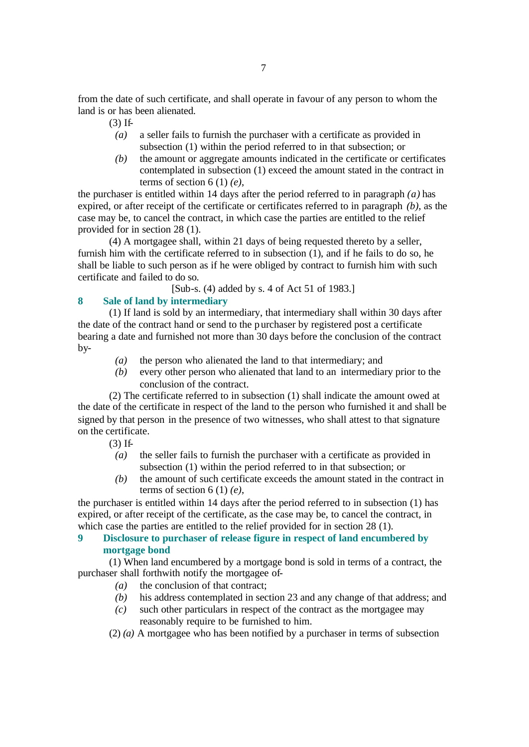from the date of such certificate, and shall operate in favour of any person to whom the land is or has been alienated.

(3) If-

*(a)* a seller fails to furnish the purchaser with a certificate as provided in subsection (1) within the period referred to in that subsection; or

*(b)* the amount or aggregate amounts indicated in the certificate or certificates contemplated in subsection (1) exceed the amount stated in the contract in terms of section 6 (1) *(e)*,

the purchaser is entitled within 14 days after the period referred to in paragraph *(a)* has expired, or after receipt of the certificate or certificates referred to in paragraph *(b)*, as the case may be, to cancel the contract, in which case the parties are entitled to the relief provided for in section 28 (1).

(4) A mortgagee shall, within 21 days of being requested thereto by a seller, furnish him with the certificate referred to in subsection (1), and if he fails to do so, he shall be liable to such person as if he were obliged by contract to furnish him with such certificate and failed to do so.

[Sub-s. (4) added by s. 4 of Act 51 of 1983.]

## 8 Sale of land by intermediary

(1) If land is sold by an intermediary, that intermediary shall within 30 days after the date of the contract hand or send to the purchaser by registered post a certificate bearing a date and furnished not more than 30 days before the conclusion of the contract by-

*(a)* the person who alienated the land to that intermediary; and

*(b)* every other person who alienated that land to an intermediary prior to the conclusion of the contract.

(2) The certificate referred to in subsection (1) shall indicate the amount owed at the date of the certificate in respect of the land to the person who furnished it and shall be signed by that person in the presence of two witnesses, who shall attest to that signature on the certificate.

(3) If-

*(a)* the seller fails to furnish the purchaser with a certificate as provided in subsection (1) within the period referred to in that subsection; or

*(b)* the amount of such certificate exceeds the amount stated in the contract in terms of section 6 (1) *(e)*,

the purchaser is entitled within 14 days after the period referred to in subsection (1) has expired, or after receipt of the certificate, as the case may be, to cancel the contract, in which case the parties are entitled to the relief provided for in section 28 (1).

## 9 Disclosure to purchaser of release figure in respect of land encumbered by mortgage bond

(1) When land encumbered by a mortgage bond is sold in terms of a contract, the purchaser shall forthwith notify the mortgagee of-

*(a)* the conclusion of that contract;

*(b)* his address contemplated in section 23 and any change of that address; and

*(c)* such other particulars in respect of the contract as the mortgagee may reasonably require to be furnished to him.

(2) *(a)* A mortgagee who has been notified by a purchaser in terms of subsection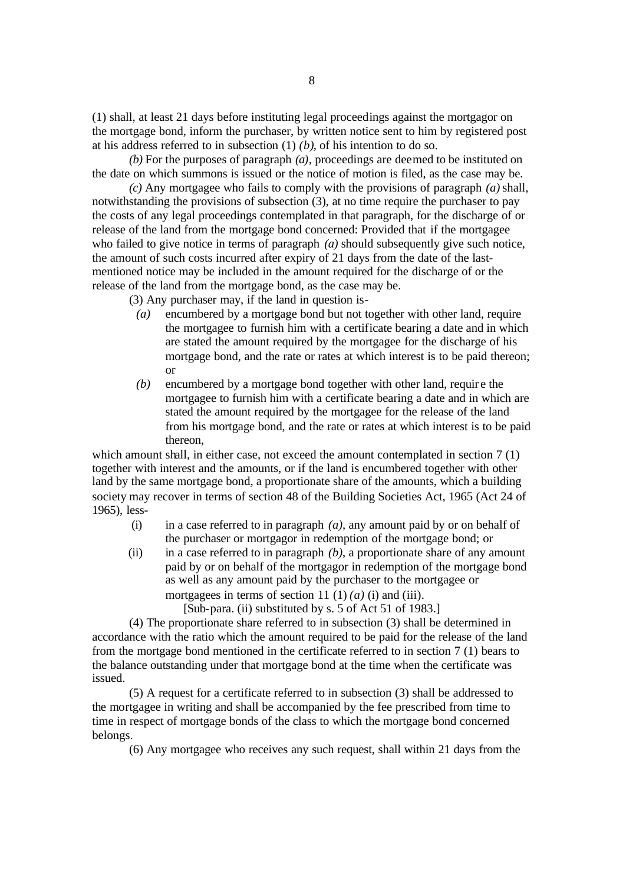(1) shall, at least 21 days before instituting legal proceedings against the mortgagor on the mortgage bond, inform the purchaser, by written notice sent to him by registered post at his address referred to in subsection (1) *(b)*, of his intention to do so.

*(b)* For the purposes of paragraph *(a)*, proceedings are deemed to be instituted on the date on which summons is issued or the notice of motion is filed, as the case may be.

*(c)* Any mortgagee who fails to comply with the provisions of paragraph *(a)* shall, notwithstanding the provisions of subsection (3), at no time require the purchaser to pay the costs of any legal proceedings contemplated in that paragraph, for the discharge of or release of the land from the mortgage bond concerned: Provided that if the mortgagee who failed to give notice in terms of paragraph *(a)* should subsequently give such notice, the amount of such costs incurred after expiry of 21 days from the date of the last-mentioned notice may be included in the amount required for the discharge of or the release of the land from the mortgage bond, as the case may be.

(3) Any purchaser may, if the land in question is-

*(a)* encumbered by a mortgage bond but not together with other land, require the mortgagee to furnish him with a certificate bearing a date and in which are stated the amount required by the mortgagee for the discharge of his mortgage bond, and the rate or rates at which interest is to be paid thereon; or

*(b)* encumbered by a mortgage bond together with other land, require the mortgagee to furnish him with a certificate bearing a date and in which are stated the amount required by the mortgagee for the release of the land from his mortgage bond, and the rate or rates at which interest is to be paid thereon,

which amount shall, in either case, not exceed the amount contemplated in section 7 (1) together with interest and the amounts, or if the land is encumbered together with other land by the same mortgage bond, a proportionate share of the amounts, which a building society may recover in terms of section 48 of the Building Societies Act, 1965 (Act 24 of 1965), less-

(i) in a case referred to in paragraph *(a)*, any amount paid by or on behalf of the purchaser or mortgagor in redemption of the mortgage bond; or

(ii) in a case referred to in paragraph *(b)*, a proportionate share of any amount paid by or on behalf of the mortgagor in redemption of the mortgage bond as well as any amount paid by the purchaser to the mortgagee or mortgagees in terms of section 11 (1) *(a)* (i) and (iii).

[Sub-para. (ii) substituted by s. 5 of Act 51 of 1983.]

(4) The proportionate share referred to in subsection (3) shall be determined in accordance with the ratio which the amount required to be paid for the release of the land from the mortgage bond mentioned in the certificate referred to in section 7 (1) bears to the balance outstanding under that mortgage bond at the time when the certificate was issued.

(5) A request for a certificate referred to in subsection (3) shall be addressed to the mortgagee in writing and shall be accompanied by the fee prescribed from time to time in respect of mortgage bonds of the class to which the mortgage bond concerned belongs.

(6) Any mortgagee who receives any such request, shall within 21 days from the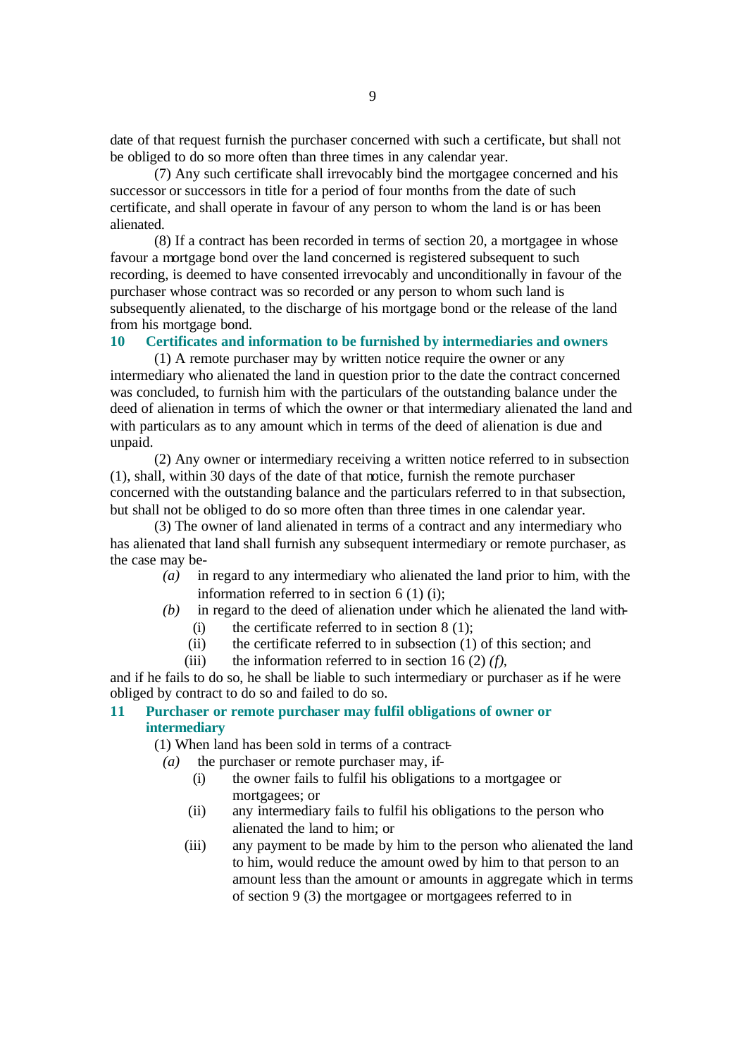date of that request furnish the purchaser concerned with such a certificate, but shall not be obliged to do so more often than three times in any calendar year.

(7) Any such certificate shall irrevocably bind the mortgagee concerned and his successor or successors in title for a period of four months from the date of such certificate, and shall operate in favour of any person to whom the land is or has been alienated.

(8) If a contract has been recorded in terms of section 20, a mortgagee in whose favour a mortgage bond over the land concerned is registered subsequent to such recording, is deemed to have consented irrevocably and unconditionally in favour of the purchaser whose contract was so recorded or any person to whom such land is subsequently alienated, to the discharge of his mortgage bond or the release of the land from his mortgage bond.

## 10 Certificates and information to be furnished by intermediaries and owners

(1) A remote purchaser may by written notice require the owner or any intermediary who alienated the land in question prior to the date the contract concerned was concluded, to furnish him with the particulars of the outstanding balance under the deed of alienation in terms of which the owner or that intermediary alienated the land and with particulars as to any amount which in terms of the deed of alienation is due and unpaid.

(2) Any owner or intermediary receiving a written notice referred to in subsection (1), shall, within 30 days of the date of that notice, furnish the remote purchaser concerned with the outstanding balance and the particulars referred to in that subsection, but shall not be obliged to do so more often than three times in one calendar year.

(3) The owner of land alienated in terms of a contract and any intermediary who has alienated that land shall furnish any subsequent intermediary or remote purchaser, as the case may be-

*(a)* in regard to any intermediary who alienated the land prior to him, with the information referred to in section 6 (1) (i);

*(b)* in regard to the deed of alienation under which he alienated the land with-

(i) the certificate referred to in section 8 (1);

(ii) the certificate referred to in subsection (1) of this section; and

(iii) the information referred to in section 16 (2) *(f)*,

and if he fails to do so, he shall be liable to such intermediary or purchaser as if he were obliged by contract to do so and failed to do so.

## 11 Purchaser or remote purchaser may fulfil obligations of owner or intermediary

(1) When land has been sold in terms of a contract-

*(a)* the purchaser or remote purchaser may, if-

(i) the owner fails to fulfil his obligations to a mortgagee or mortgagees; or

(ii) any intermediary fails to fulfil his obligations to the person who alienated the land to him; or

(iii) any payment to be made by him to the person who alienated the land to him, would reduce the amount owed by him to that person to an amount less than the amount or amounts in aggregate which in terms of section 9 (3) the mortgagee or mortgagees referred to in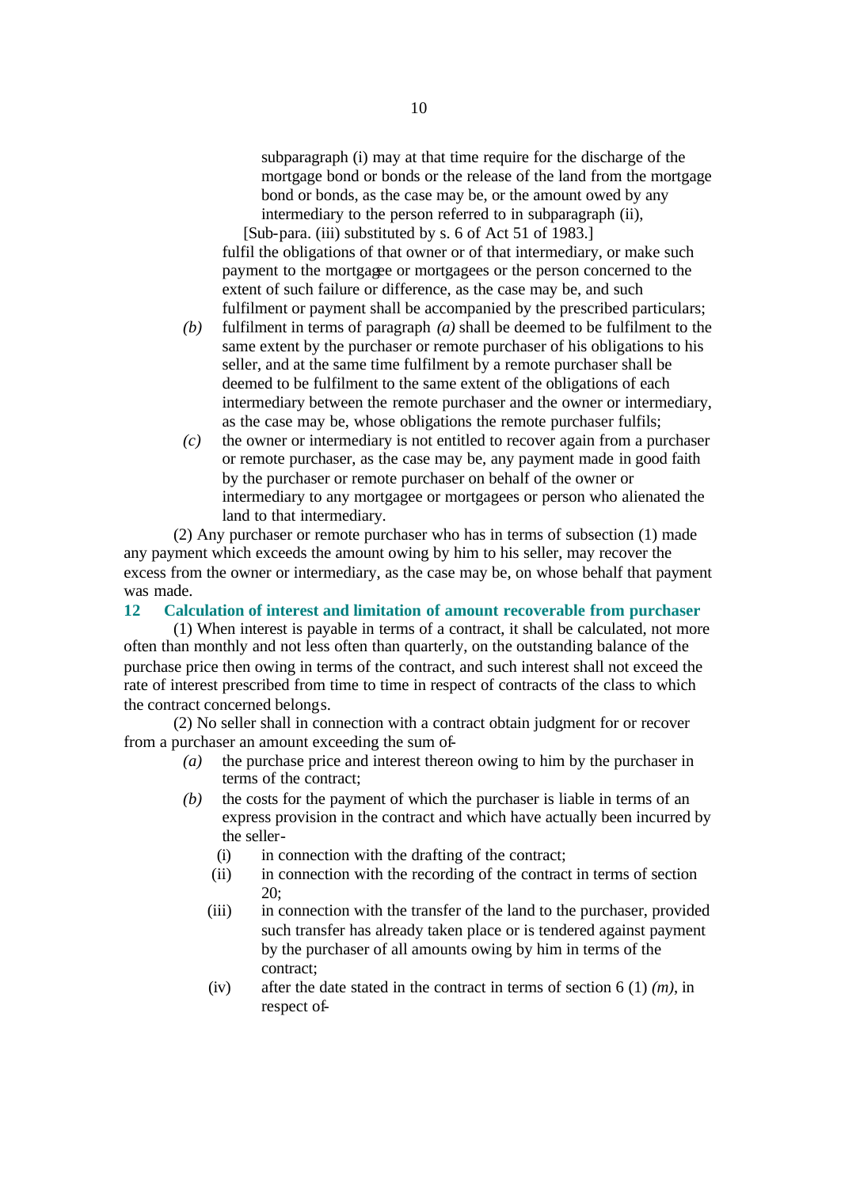subparagraph (i) may at that time require for the discharge of the mortgage bond or bonds or the release of the land from the mortgage bond or bonds, as the case may be, or the amount owed by any intermediary to the person referred to in subparagraph (ii),

[Sub-para. (iii) substituted by s. 6 of Act 51 of 1983.]

fulfil the obligations of that owner or of that intermediary, or make such payment to the mortgagee or mortgagees or the person concerned to the extent of such failure or difference, as the case may be, and such fulfilment or payment shall be accompanied by the prescribed particulars;

*(b)* fulfilment in terms of paragraph *(a)* shall be deemed to be fulfilment to the same extent by the purchaser or remote purchaser of his obligations to his seller, and at the same time fulfilment by a remote purchaser shall be deemed to be fulfilment to the same extent of the obligations of each intermediary between the remote purchaser and the owner or intermediary, as the case may be, whose obligations the remote purchaser fulfils;

*(c)* the owner or intermediary is not entitled to recover again from a purchaser or remote purchaser, as the case may be, any payment made in good faith by the purchaser or remote purchaser on behalf of the owner or intermediary to any mortgagee or mortgagees or person who alienated the land to that intermediary.

(2) Any purchaser or remote purchaser who has in terms of subsection (1) made any payment which exceeds the amount owing by him to his seller, may recover the excess from the owner or intermediary, as the case may be, on whose behalf that payment was made.

**12 Calculation of interest and limitation of amount recoverable from purchaser**

(1) When interest is payable in terms of a contract, it shall be calculated, not more often than monthly and not less often than quarterly, on the outstanding balance of the purchase price then owing in terms of the contract, and such interest shall not exceed the rate of interest prescribed from time to time in respect of contracts of the class to which the contract concerned belongs.

(2) No seller shall in connection with a contract obtain judgment for or recover from a purchaser an amount exceeding the sum of-

*(a)* the purchase price and interest thereon owing to him by the purchaser in terms of the contract;

*(b)* the costs for the payment of which the purchaser is liable in terms of an express provision in the contract and which have actually been incurred by the seller-

(i) in connection with the drafting of the contract;

(ii) in connection with the recording of the contract in terms of section 20;

(iii) in connection with the transfer of the land to the purchaser, provided such transfer has already taken place or is tendered against payment by the purchaser of all amounts owing by him in terms of the contract;

(iv) after the date stated in the contract in terms of section 6 (1) *(m)*, in respect of-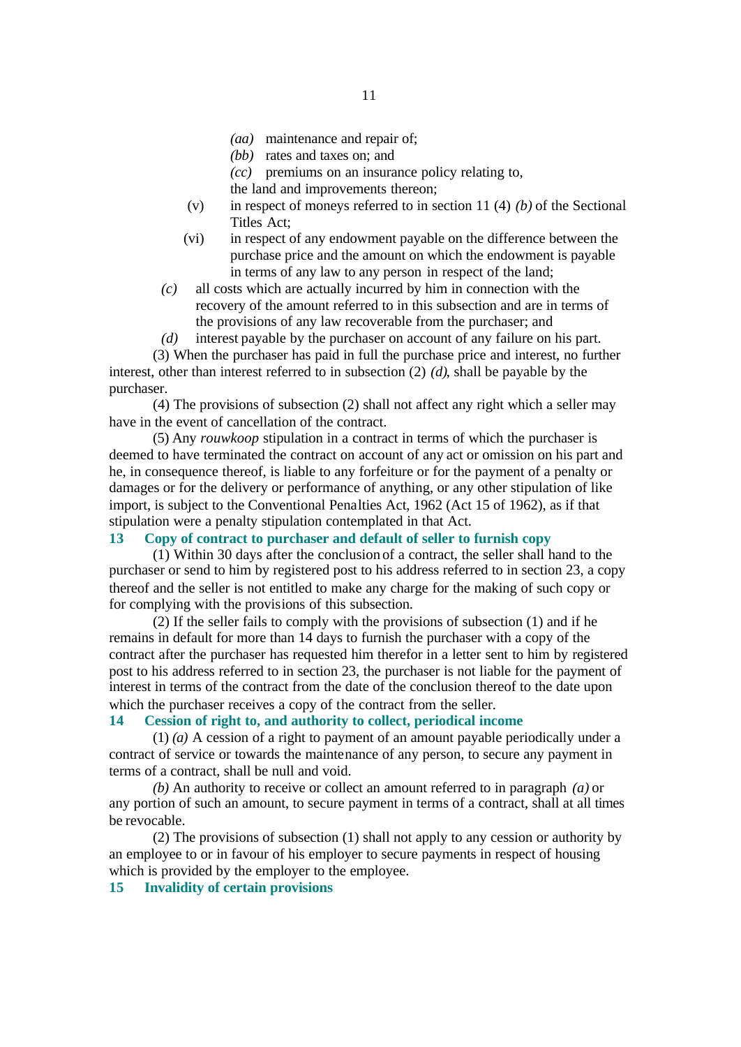*(aa)* maintenance and repair of;

*(bb)* rates and taxes on; and

*(cc)* premiums on an insurance policy relating to,

the land and improvements thereon;

(v) in respect of moneys referred to in section 11 (4) *(b)* of the Sectional Titles Act;

(vi) in respect of any endowment payable on the difference between the purchase price and the amount on which the endowment is payable in terms of any law to any person in respect of the land;

*(c)* all costs which are actually incurred by him in connection with the recovery of the amount referred to in this subsection and are in terms of the provisions of any law recoverable from the purchaser; and

*(d)* interest payable by the purchaser on account of any failure on his part.

(3) When the purchaser has paid in full the purchase price and interest, no further interest, other than interest referred to in subsection (2) *(d)*, shall be payable by the purchaser.

(4) The provisions of subsection (2) shall not affect any right which a seller may have in the event of cancellation of the contract.

(5) Any *rouwkoop* stipulation in a contract in terms of which the purchaser is deemed to have terminated the contract on account of any act or omission on his part and he, in consequence thereof, is liable to any forfeiture or for the payment of a penalty or damages or for the delivery or performance of anything, or any other stipulation of like import, is subject to the Conventional Penalties Act, 1962 (Act 15 of 1962), as if that stipulation were a penalty stipulation contemplated in that Act.

**13 Copy of contract to purchaser and default of seller to furnish copy**

(1) Within 30 days after the conclusion of a contract, the seller shall hand to the purchaser or send to him by registered post to his address referred to in section 23, a copy thereof and the seller is not entitled to make any charge for the making of such copy or for complying with the provisions of this subsection.

(2) If the seller fails to comply with the provisions of subsection (1) and if he remains in default for more than 14 days to furnish the purchaser with a copy of the contract after the purchaser has requested him therefor in a letter sent to him by registered post to his address referred to in section 23, the purchaser is not liable for the payment of interest in terms of the contract from the date of the conclusion thereof to the date upon which the purchaser receives a copy of the contract from the seller.

**14 Cession of right to, and authority to collect, periodical income**

(1) *(a)* A cession of a right to payment of an amount payable periodically under a contract of service or towards the maintenance of any person, to secure any payment in terms of a contract, shall be null and void.

*(b)* An authority to receive or collect an amount referred to in paragraph *(a)* or any portion of such an amount, to secure payment in terms of a contract, shall at all times be revocable.

(2) The provisions of subsection (1) shall not apply to any cession or authority by an employee to or in favour of his employer to secure payments in respect of housing which is provided by the employer to the employee.

**15 Invalidity of certain provisions**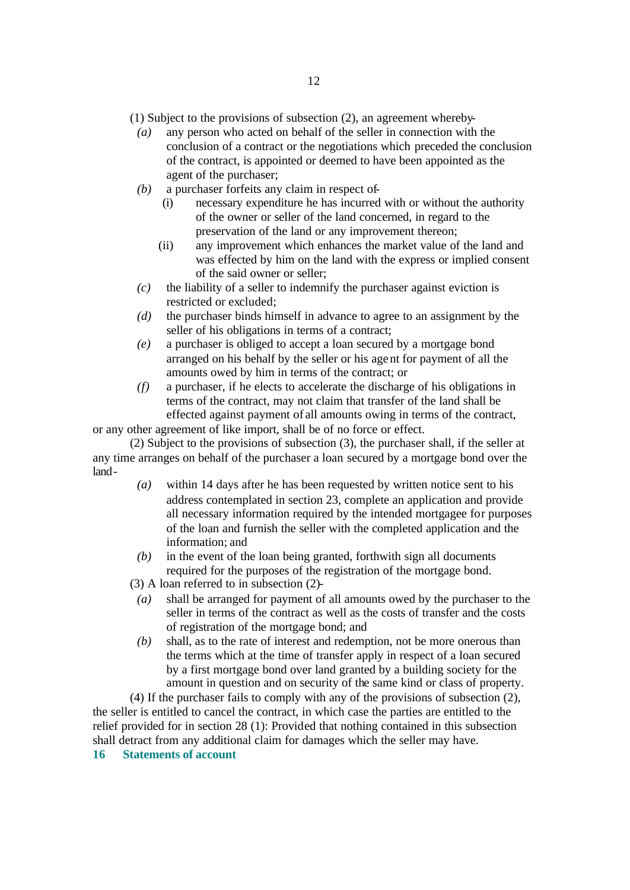(1) Subject to the provisions of subsection (2), an agreement whereby-

*(a)* any person who acted on behalf of the seller in connection with the conclusion of a contract or the negotiations which preceded the conclusion of the contract, is appointed or deemed to have been appointed as the agent of the purchaser;

*(b)* a purchaser forfeits any claim in respect of-

(i) necessary expenditure he has incurred with or without the authority of the owner or seller of the land concerned, in regard to the preservation of the land or any improvement thereon;

(ii) any improvement which enhances the market value of the land and was effected by him on the land with the express or implied consent of the said owner or seller;

*(c)* the liability of a seller to indemnify the purchaser against eviction is restricted or excluded;

*(d)* the purchaser binds himself in advance to agree to an assignment by the seller of his obligations in terms of a contract;

*(e)* a purchaser is obliged to accept a loan secured by a mortgage bond arranged on his behalf by the seller or his agent for payment of all the amounts owed by him in terms of the contract; or

*(f)* a purchaser, if he elects to accelerate the discharge of his obligations in terms of the contract, may not claim that transfer of the land shall be effected against payment of all amounts owing in terms of the contract,

or any other agreement of like import, shall be of no force or effect.

(2) Subject to the provisions of subsection (3), the purchaser shall, if the seller at any time arranges on behalf of the purchaser a loan secured by a mortgage bond over the land-

*(a)* within 14 days after he has been requested by written notice sent to his address contemplated in section 23, complete an application and provide all necessary information required by the intended mortgagee for purposes of the loan and furnish the seller with the completed application and the information; and

*(b)* in the event of the loan being granted, forthwith sign all documents required for the purposes of the registration of the mortgage bond.

(3) A loan referred to in subsection (2)-

*(a)* shall be arranged for payment of all amounts owed by the purchaser to the seller in terms of the contract as well as the costs of transfer and the costs of registration of the mortgage bond; and

*(b)* shall, as to the rate of interest and redemption, not be more onerous than the terms which at the time of transfer apply in respect of a loan secured by a first mortgage bond over land granted by a building society for the amount in question and on security of the same kind or class of property.

(4) If the purchaser fails to comply with any of the provisions of subsection (2), the seller is entitled to cancel the contract, in which case the parties are entitled to the relief provided for in section 28 (1): Provided that nothing contained in this subsection shall detract from any additional claim for damages which the seller may have.

### 16 Statements of account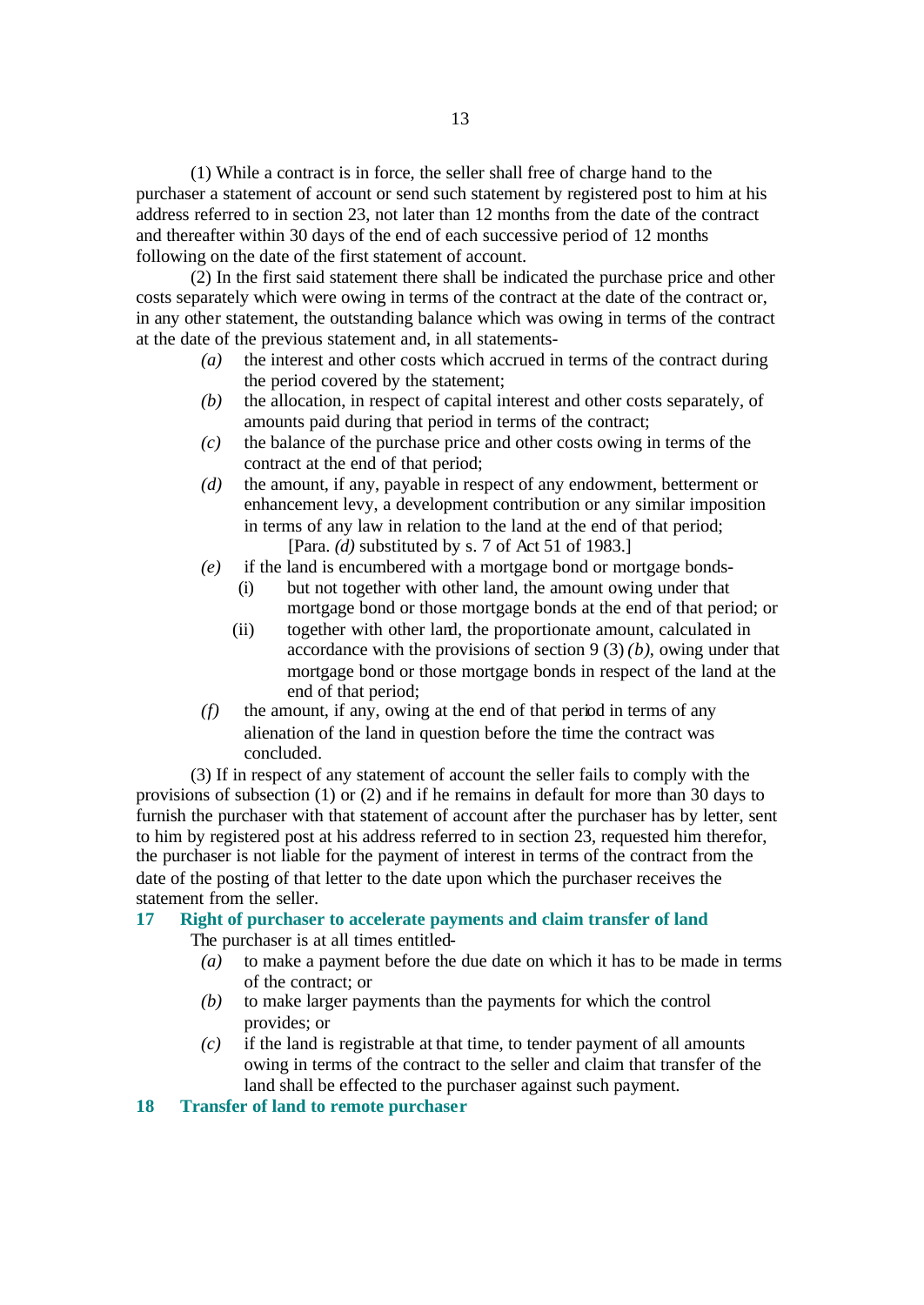(1) While a contract is in force, the seller shall free of charge hand to the purchaser a statement of account or send such statement by registered post to him at his address referred to in section 23, not later than 12 months from the date of the contract and thereafter within 30 days of the end of each successive period of 12 months following on the date of the first statement of account.

(2) In the first said statement there shall be indicated the purchase price and other costs separately which were owing in terms of the contract at the date of the contract or, in any other statement, the outstanding balance which was owing in terms of the contract at the date of the previous statement and, in all statements-

*(a)* the interest and other costs which accrued in terms of the contract during the period covered by the statement;

*(b)* the allocation, in respect of capital interest and other costs separately, of amounts paid during that period in terms of the contract;

*(c)* the balance of the purchase price and other costs owing in terms of the contract at the end of that period;

*(d)* the amount, if any, payable in respect of any endowment, betterment or enhancement levy, a development contribution or any similar imposition in terms of any law in relation to the land at the end of that period;

[Para. *(d)* substituted by s. 7 of Act 51 of 1983.]

*(e)* if the land is encumbered with a mortgage bond or mortgage bonds-

(i) but not together with other land, the amount owing under that mortgage bond or those mortgage bonds at the end of that period; or

(ii) together with other land, the proportionate amount, calculated in accordance with the provisions of section 9 (3) *(b)*, owing under that mortgage bond or those mortgage bonds in respect of the land at the end of that period;

*(f)* the amount, if any, owing at the end of that period in terms of any alienation of the land in question before the time the contract was concluded.

(3) If in respect of any statement of account the seller fails to comply with the provisions of subsection (1) or (2) and if he remains in default for more than 30 days to furnish the purchaser with that statement of account after the purchaser has by letter, sent to him by registered post at his address referred to in section 23, requested him therefor, the purchaser is not liable for the payment of interest in terms of the contract from the date of the posting of that letter to the date upon which the purchaser receives the statement from the seller.

### 17 Right of purchaser to accelerate payments and claim transfer of land

The purchaser is at all times entitled-

*(a)* to make a payment before the due date on which it has to be made in terms of the contract; or

*(b)* to make larger payments than the payments for which the control provides; or

*(c)* if the land is registrable at that time, to tender payment of all amounts owing in terms of the contract to the seller and claim that transfer of the land shall be effected to the purchaser against such payment.

### 18 Transfer of land to remote purchaser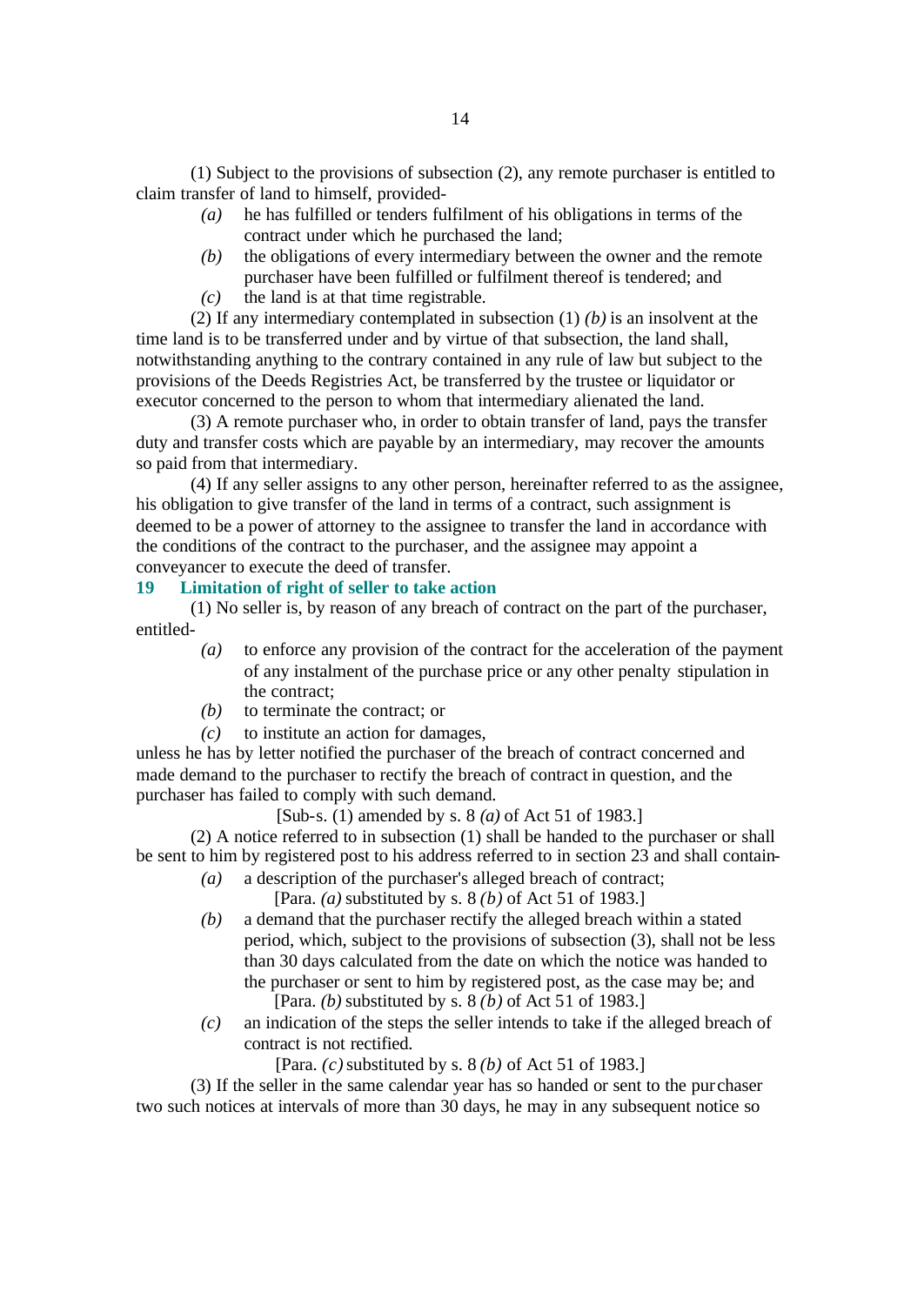(1) Subject to the provisions of subsection (2), any remote purchaser is entitled to claim transfer of land to himself, provided-

*(a)* he has fulfilled or tenders fulfilment of his obligations in terms of the contract under which he purchased the land;

*(b)* the obligations of every intermediary between the owner and the remote purchaser have been fulfilled or fulfilment thereof is tendered; and

*(c)* the land is at that time registrable.

(2) If any intermediary contemplated in subsection (1) *(b)* is an insolvent at the time land is to be transferred under and by virtue of that subsection, the land shall, notwithstanding anything to the contrary contained in any rule of law but subject to the provisions of the Deeds Registries Act, be transferred by the trustee or liquidator or executor concerned to the person to whom that intermediary alienated the land.

(3) A remote purchaser who, in order to obtain transfer of land, pays the transfer duty and transfer costs which are payable by an intermediary, may recover the amounts so paid from that intermediary.

(4) If any seller assigns to any other person, hereinafter referred to as the assignee, his obligation to give transfer of the land in terms of a contract, such assignment is deemed to be a power of attorney to the assignee to transfer the land in accordance with the conditions of the contract to the purchaser, and the assignee may appoint a conveyancer to execute the deed of transfer.

### 19 Limitation of right of seller to take action

(1) No seller is, by reason of any breach of contract on the part of the purchaser, entitled-

*(a)* to enforce any provision of the contract for the acceleration of the payment of any instalment of the purchase price or any other penalty stipulation in the contract;

*(b)* to terminate the contract; or

*(c)* to institute an action for damages,

unless he has by letter notified the purchaser of the breach of contract concerned and made demand to the purchaser to rectify the breach of contract in question, and the purchaser has failed to comply with such demand.

[Sub-s. (1) amended by s. 8 *(a)* of Act 51 of 1983.]

(2) A notice referred to in subsection (1) shall be handed to the purchaser or shall be sent to him by registered post to his address referred to in section 23 and shall contain-

*(a)* a description of the purchaser's alleged breach of contract;

[Para. *(a)* substituted by s. 8 *(b)* of Act 51 of 1983.]

*(b)* a demand that the purchaser rectify the alleged breach within a stated period, which, subject to the provisions of subsection (3), shall not be less than 30 days calculated from the date on which the notice was handed to the purchaser or sent to him by registered post, as the case may be; and

[Para. *(b)* substituted by s. 8 *(b)* of Act 51 of 1983.]

*(c)* an indication of the steps the seller intends to take if the alleged breach of contract is not rectified.

[Para. *(c)* substituted by s. 8 *(b)* of Act 51 of 1983.]

(3) If the seller in the same calendar year has so handed or sent to the purchaser two such notices at intervals of more than 30 days, he may in any subsequent notice so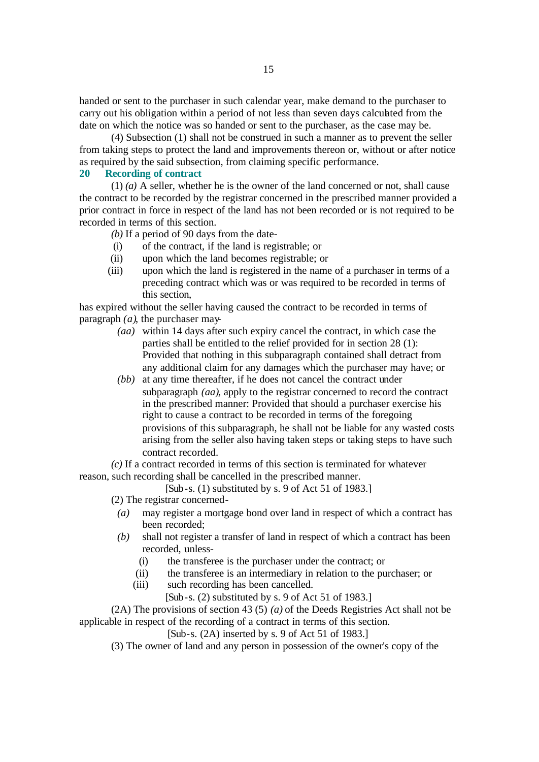handed or sent to the purchaser in such calendar year, make demand to the purchaser to carry out his obligation within a period of not less than seven days calculated from the date on which the notice was so handed or sent to the purchaser, as the case may be.

(4) Subsection (1) shall not be construed in such a manner as to prevent the seller from taking steps to protect the land and improvements thereon or, without or after notice as required by the said subsection, from claiming specific performance.

## 20 Recording of contract

(1) *(a)* A seller, whether he is the owner of the land concerned or not, shall cause the contract to be recorded by the registrar concerned in the prescribed manner provided a prior contract in force in respect of the land has not been recorded or is not required to be recorded in terms of this section.

*(b)* If a period of 90 days from the date-

(i) of the contract, if the land is registrable; or

(ii) upon which the land becomes registrable; or

(iii) upon which the land is registered in the name of a purchaser in terms of a preceding contract which was or was required to be recorded in terms of this section,

has expired without the seller having caused the contract to be recorded in terms of paragraph *(a)*, the purchaser may-

*(aa)* within 14 days after such expiry cancel the contract, in which case the parties shall be entitled to the relief provided for in section 28 (1): Provided that nothing in this subparagraph contained shall detract from any additional claim for any damages which the purchaser may have; or

*(bb)* at any time thereafter, if he does not cancel the contract under subparagraph *(aa)*, apply to the registrar concerned to record the contract in the prescribed manner: Provided that should a purchaser exercise his right to cause a contract to be recorded in terms of the foregoing provisions of this subparagraph, he shall not be liable for any wasted costs arising from the seller also having taken steps or taking steps to have such contract recorded.

*(c)* If a contract recorded in terms of this section is terminated for whatever reason, such recording shall be cancelled in the prescribed manner.

[Sub-s. (1) substituted by s. 9 of Act 51 of 1983.]

(2) The registrar concerned-

*(a)* may register a mortgage bond over land in respect of which a contract has been recorded;

*(b)* shall not register a transfer of land in respect of which a contract has been recorded, unless-

(i) the transferee is the purchaser under the contract; or

(ii) the transferee is an intermediary in relation to the purchaser; or

(iii) such recording has been cancelled.

[Sub-s. (2) substituted by s. 9 of Act 51 of 1983.]

(2A) The provisions of section 43 (5) *(a)* of the Deeds Registries Act shall not be applicable in respect of the recording of a contract in terms of this section.

[Sub-s. (2A) inserted by s. 9 of Act 51 of 1983.]

(3) The owner of land and any person in possession of the owner's copy of the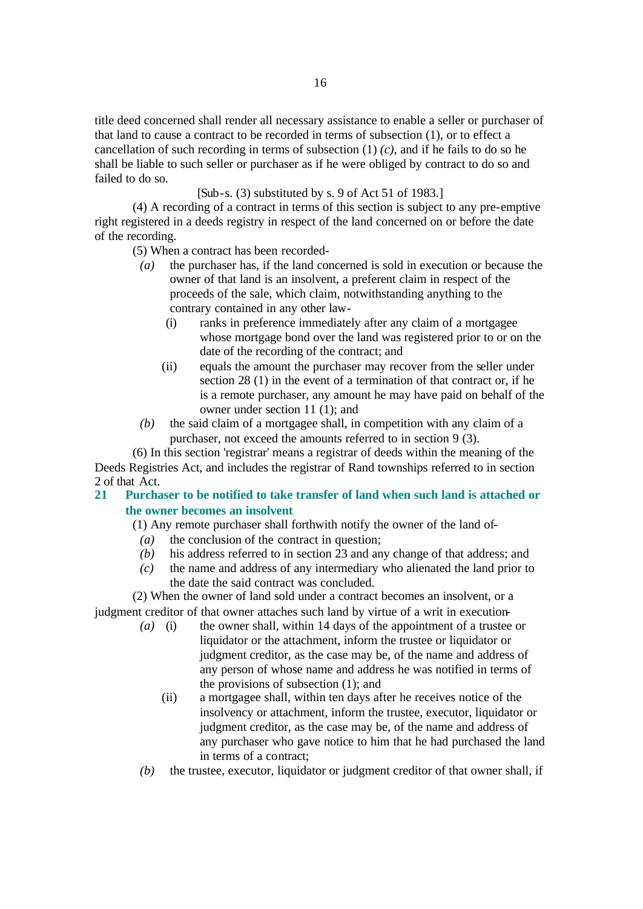title deed concerned shall render all necessary assistance to enable a seller or purchaser of that land to cause a contract to be recorded in terms of subsection (1), or to effect a cancellation of such recording in terms of subsection (1) *(c)*, and if he fails to do so he shall be liable to such seller or purchaser as if he were obliged by contract to do so and failed to do so.

[Sub-s. (3) substituted by s. 9 of Act 51 of 1983.]

(4) A recording of a contract in terms of this section is subject to any pre-emptive right registered in a deeds registry in respect of the land concerned on or before the date of the recording.

(5) When a contract has been recorded-

*(a)* the purchaser has, if the land concerned is sold in execution or because the owner of that land is an insolvent, a preferent claim in respect of the proceeds of the sale, which claim, notwithstanding anything to the contrary contained in any other law-

(i) ranks in preference immediately after any claim of a mortgagee whose mortgage bond over the land was registered prior to or on the date of the recording of the contract; and

(ii) equals the amount the purchaser may recover from the seller under section 28 (1) in the event of a termination of that contract or, if he is a remote purchaser, any amount he may have paid on behalf of the owner under section 11 (1); and

*(b)* the said claim of a mortgagee shall, in competition with any claim of a purchaser, not exceed the amounts referred to in section 9 (3).

(6) In this section 'registrar' means a registrar of deeds within the meaning of the Deeds Registries Act, and includes the registrar of Rand townships referred to in section 2 of that Act.

### 21 Purchaser to be notified to take transfer of land when such land is attached or the owner becomes an insolvent

(1) Any remote purchaser shall forthwith notify the owner of the land of-

*(a)* the conclusion of the contract in question;

*(b)* his address referred to in section 23 and any change of that address; and

*(c)* the name and address of any intermediary who alienated the land prior to the date the said contract was concluded.

(2) When the owner of land sold under a contract becomes an insolvent, or a judgment creditor of that owner attaches such land by virtue of a writ in execution-

*(a)* (i) the owner shall, within 14 days of the appointment of a trustee or liquidator or the attachment, inform the trustee or liquidator or judgment creditor, as the case may be, of the name and address of any person of whose name and address he was notified in terms of the provisions of subsection (1); and

(ii) a mortgagee shall, within ten days after he receives notice of the insolvency or attachment, inform the trustee, executor, liquidator or judgment creditor, as the case may be, of the name and address of any purchaser who gave notice to him that he had purchased the land in terms of a contract;

*(b)* the trustee, executor, liquidator or judgment creditor of that owner shall, if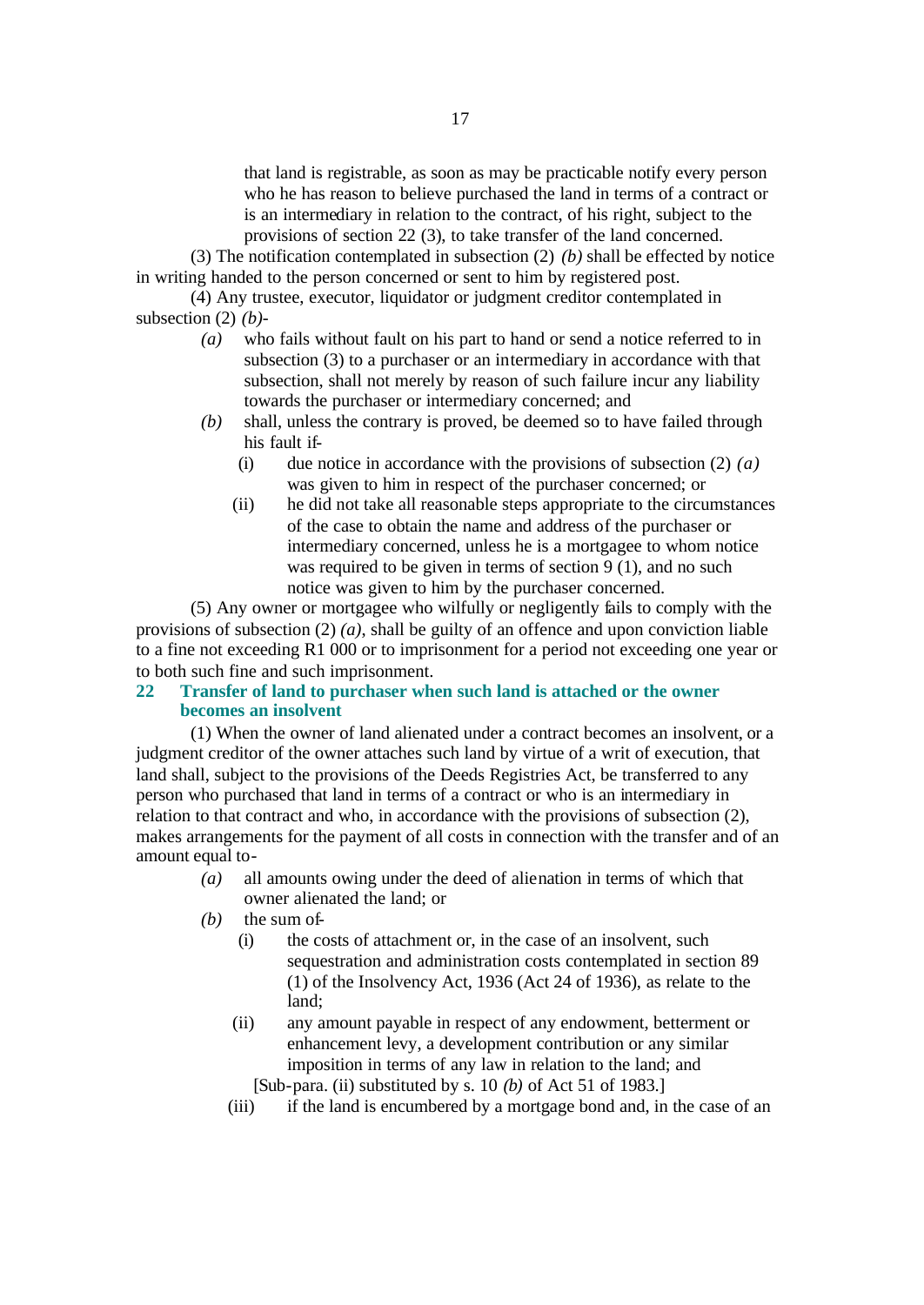that land is registrable, as soon as may be practicable notify every person who he has reason to believe purchased the land in terms of a contract or is an intermediary in relation to the contract, of his right, subject to the provisions of section 22 (3), to take transfer of the land concerned.

(3) The notification contemplated in subsection (2) *(b)* shall be effected by notice in writing handed to the person concerned or sent to him by registered post.

(4) Any trustee, executor, liquidator or judgment creditor contemplated in subsection (2) *(b)*-

*(a)* who fails without fault on his part to hand or send a notice referred to in subsection (3) to a purchaser or an intermediary in accordance with that subsection, shall not merely by reason of such failure incur any liability towards the purchaser or intermediary concerned; and

*(b)* shall, unless the contrary is proved, be deemed so to have failed through his fault if-

(i) due notice in accordance with the provisions of subsection (2) *(a)* was given to him in respect of the purchaser concerned; or

(ii) he did not take all reasonable steps appropriate to the circumstances of the case to obtain the name and address of the purchaser or intermediary concerned, unless he is a mortgagee to whom notice was required to be given in terms of section 9 (1), and no such notice was given to him by the purchaser concerned.

(5) Any owner or mortgagee who wilfully or negligently fails to comply with the provisions of subsection (2) *(a)*, shall be guilty of an offence and upon conviction liable to a fine not exceeding R1 000 or to imprisonment for a period not exceeding one year or to both such fine and such imprisonment.

### 22 Transfer of land to purchaser when such land is attached or the owner becomes an insolvent

(1) When the owner of land alienated under a contract becomes an insolvent, or a judgment creditor of the owner attaches such land by virtue of a writ of execution, that land shall, subject to the provisions of the Deeds Registries Act, be transferred to any person who purchased that land in terms of a contract or who is an intermediary in relation to that contract and who, in accordance with the provisions of subsection (2), makes arrangements for the payment of all costs in connection with the transfer and of an amount equal to-

*(a)* all amounts owing under the deed of alienation in terms of which that owner alienated the land; or

*(b)* the sum of-

(i) the costs of attachment or, in the case of an insolvent, such sequestration and administration costs contemplated in section 89 (1) of the Insolvency Act, 1936 (Act 24 of 1936), as relate to the land;

(ii) any amount payable in respect of any endowment, betterment or enhancement levy, a development contribution or any similar imposition in terms of any law in relation to the land; and

[Sub-para. (ii) substituted by s. 10 *(b)* of Act 51 of 1983.]

(iii) if the land is encumbered by a mortgage bond and, in the case of an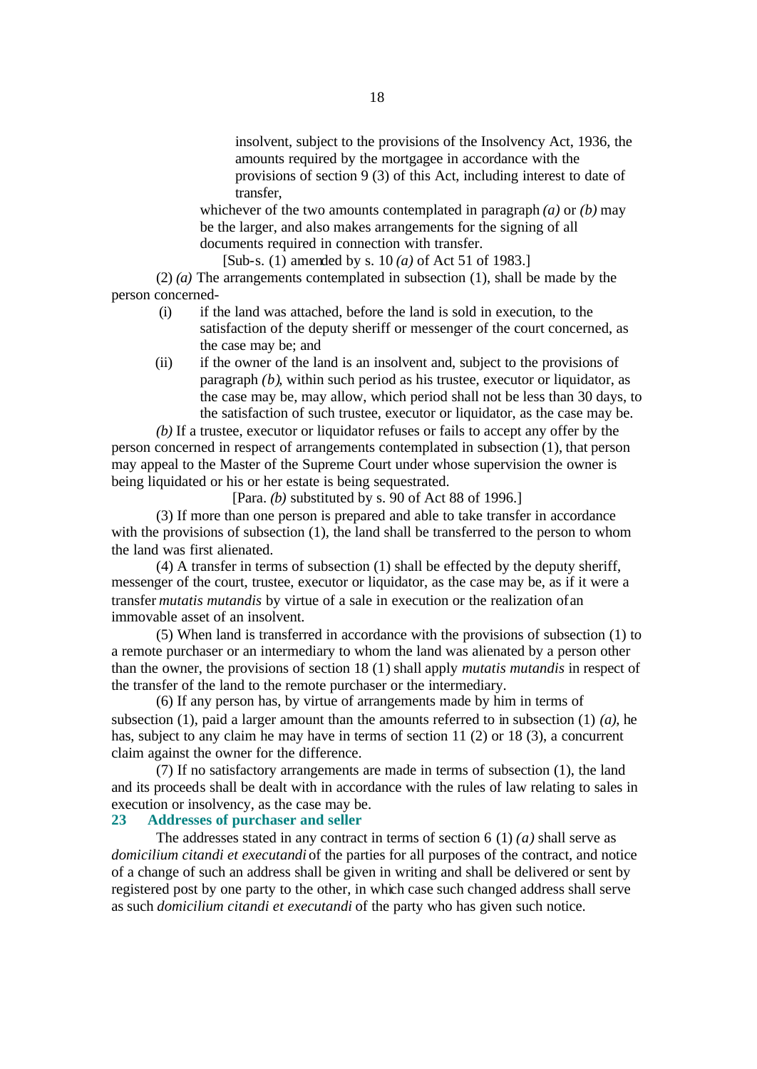insolvent, subject to the provisions of the Insolvency Act, 1936, the amounts required by the mortgagee in accordance with the provisions of section 9 (3) of this Act, including interest to date of transfer,

whichever of the two amounts contemplated in paragraph *(a)* or *(b)* may be the larger, and also makes arrangements for the signing of all documents required in connection with transfer.

[Sub-s. (1) amended by s. 10 *(a)* of Act 51 of 1983.]

(2) *(a)* The arrangements contemplated in subsection (1), shall be made by the person concerned-

(i) if the land was attached, before the land is sold in execution, to the satisfaction of the deputy sheriff or messenger of the court concerned, as the case may be; and

(ii) if the owner of the land is an insolvent and, subject to the provisions of paragraph *(b)*, within such period as his trustee, executor or liquidator, as the case may be, may allow, which period shall not be less than 30 days, to the satisfaction of such trustee, executor or liquidator, as the case may be.

*(b)* If a trustee, executor or liquidator refuses or fails to accept any offer by the person concerned in respect of arrangements contemplated in subsection (1), that person may appeal to the Master of the Supreme Court under whose supervision the owner is being liquidated or his or her estate is being sequestrated.

[Para. *(b)* substituted by s. 90 of Act 88 of 1996.]

(3) If more than one person is prepared and able to take transfer in accordance with the provisions of subsection (1), the land shall be transferred to the person to whom the land was first alienated.

(4) A transfer in terms of subsection (1) shall be effected by the deputy sheriff, messenger of the court, trustee, executor or liquidator, as the case may be, as if it were a transfer *mutatis mutandis* by virtue of a sale in execution or the realization of an immovable asset of an insolvent.

(5) When land is transferred in accordance with the provisions of subsection (1) to a remote purchaser or an intermediary to whom the land was alienated by a person other than the owner, the provisions of section 18 (1) shall apply *mutatis mutandis* in respect of the transfer of the land to the remote purchaser or the intermediary.

(6) If any person has, by virtue of arrangements made by him in terms of subsection (1), paid a larger amount than the amounts referred to in subsection (1) *(a)*, he has, subject to any claim he may have in terms of section 11 (2) or 18 (3), a concurrent claim against the owner for the difference.

(7) If no satisfactory arrangements are made in terms of subsection (1), the land and its proceeds shall be dealt with in accordance with the rules of law relating to sales in execution or insolvency, as the case may be.

### 23 Addresses of purchaser and seller

The addresses stated in any contract in terms of section 6 (1) *(a)* shall serve as *domicilium citandi et executandi* of the parties for all purposes of the contract, and notice of a change of such an address shall be given in writing and shall be delivered or sent by registered post by one party to the other, in which case such changed address shall serve as such *domicilium citandi et executandi* of the party who has given such notice.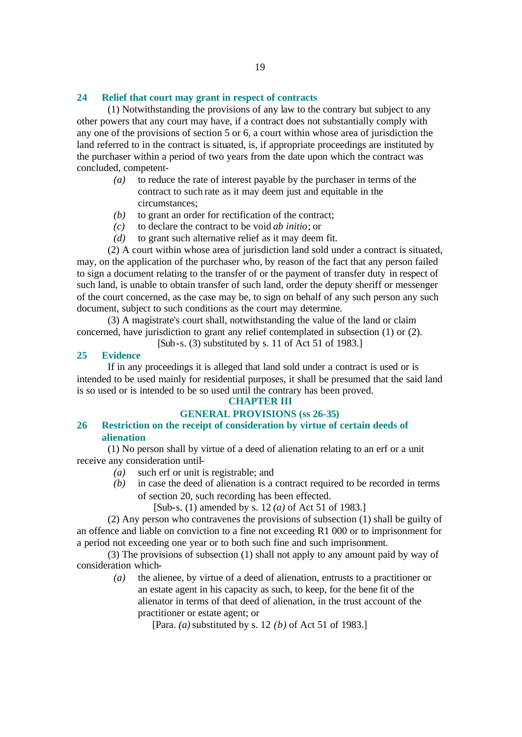### 24 Relief that court may grant in respect of contracts

(1) Notwithstanding the provisions of any law to the contrary but subject to any other powers that any court may have, if a contract does not substantially comply with any one of the provisions of section 5 or 6, a court within whose area of jurisdiction the land referred to in the contract is situated, is, if appropriate proceedings are instituted by the purchaser within a period of two years from the date upon which the contract was concluded, competent-

*(a)* to reduce the rate of interest payable by the purchaser in terms of the contract to such rate as it may deem just and equitable in the circumstances;

*(b)* to grant an order for rectification of the contract;

*(c)* to declare the contract to be void *ab initio*; or

*(d)* to grant such alternative relief as it may deem fit.

(2) A court within whose area of jurisdiction land sold under a contract is situated, may, on the application of the purchaser who, by reason of the fact that any person failed to sign a document relating to the transfer of or the payment of transfer duty in respect of such land, is unable to obtain transfer of such land, order the deputy sheriff or messenger of the court concerned, as the case may be, to sign on behalf of any such person any such document, subject to such conditions as the court may determine.

(3) A magistrate's court shall, notwithstanding the value of the land or claim concerned, have jurisdiction to grant any relief contemplated in subsection (1) or (2).

[Sub-s. (3) substituted by s. 11 of Act 51 of 1983.]

### 25 Evidence

If in any proceedings it is alleged that land sold under a contract is used or is intended to be used mainly for residential purposes, it shall be presumed that the said land is so used or is intended to be so used until the contrary has been proved.

## CHAPTER III

## GENERAL PROVISIONS (ss 26-35)

### 26 Restriction on the receipt of consideration by virtue of certain deeds of alienation

(1) No person shall by virtue of a deed of alienation relating to an erf or a unit receive any consideration until-

*(a)* such erf or unit is registrable; and

*(b)* in case the deed of alienation is a contract required to be recorded in terms of section 20, such recording has been effected.

[Sub-s. (1) amended by s. 12 *(a)* of Act 51 of 1983.]

(2) Any person who contravenes the provisions of subsection (1) shall be guilty of an offence and liable on conviction to a fine not exceeding R1 000 or to imprisonment for a period not exceeding one year or to both such fine and such imprisonment.

(3) The provisions of subsection (1) shall not apply to any amount paid by way of consideration which-

*(a)* the alienee, by virtue of a deed of alienation, entrusts to a practitioner or an estate agent in his capacity as such, to keep, for the benefit of the alienator in terms of that deed of alienation, in the trust account of the practitioner or estate agent; or

[Para. *(a)* substituted by s. 12 *(b)* of Act 51 of 1983.]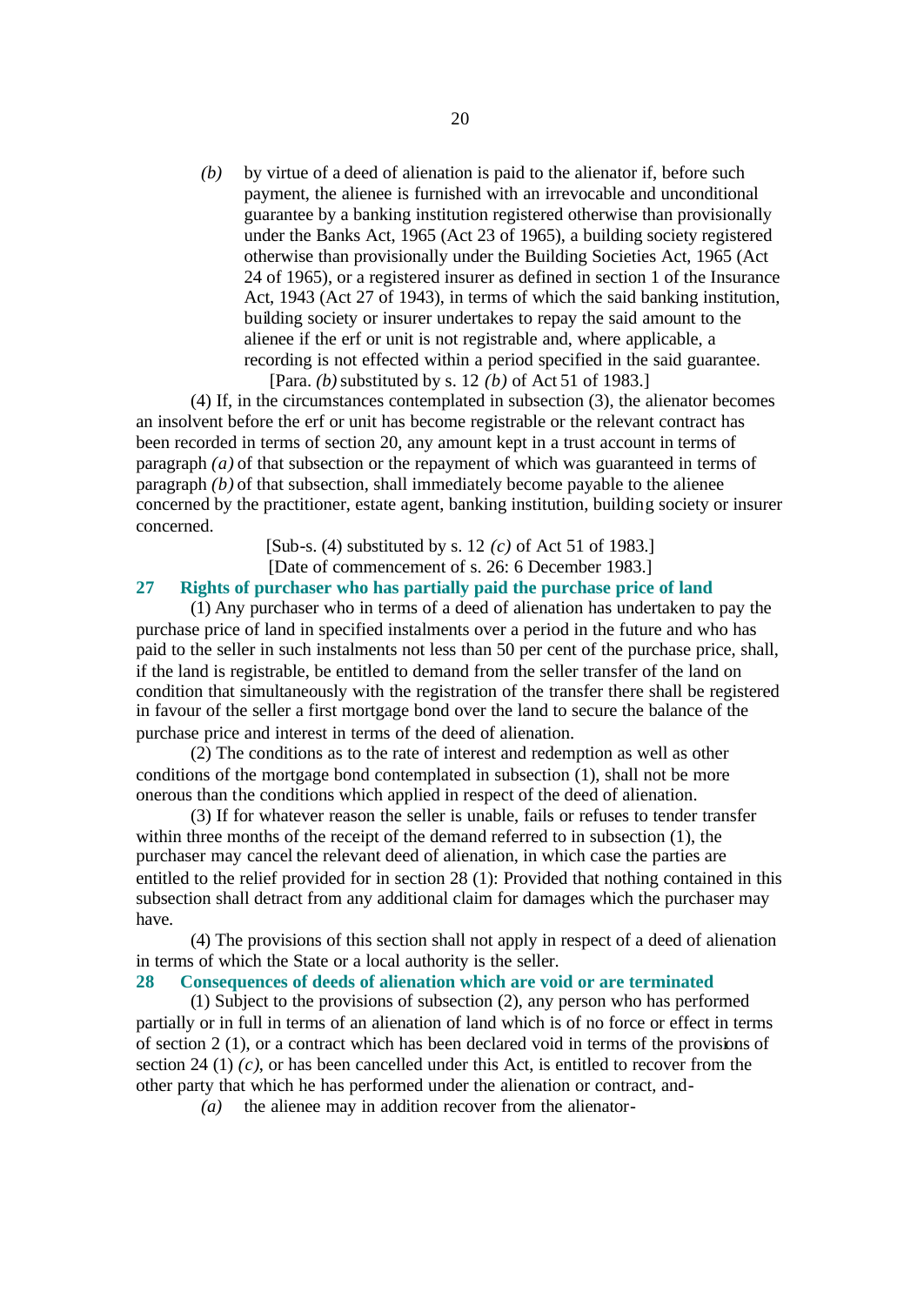*(b)* by virtue of a deed of alienation is paid to the alienator if, before such payment, the alienee is furnished with an irrevocable and unconditional guarantee by a banking institution registered otherwise than provisionally under the Banks Act, 1965 (Act 23 of 1965), a building society registered otherwise than provisionally under the Building Societies Act, 1965 (Act 24 of 1965), or a registered insurer as defined in section 1 of the Insurance Act, 1943 (Act 27 of 1943), in terms of which the said banking institution, building society or insurer undertakes to repay the said amount to the alienee if the erf or unit is not registrable and, where applicable, a recording is not effected within a period specified in the said guarantee.

[Para. *(b)* substituted by s. 12 *(b)* of Act 51 of 1983.]

(4) If, in the circumstances contemplated in subsection (3), the alienator becomes an insolvent before the erf or unit has become registrable or the relevant contract has been recorded in terms of section 20, any amount kept in a trust account in terms of paragraph *(a)* of that subsection or the repayment of which was guaranteed in terms of paragraph *(b)* of that subsection, shall immediately become payable to the alienee concerned by the practitioner, estate agent, banking institution, building society or insurer concerned.

[Sub-s. (4) substituted by s. 12 *(c)* of Act 51 of 1983.]

[Date of commencement of s. 26: 6 December 1983.]

### 27 Rights of purchaser who has partially paid the purchase price of land

(1) Any purchaser who in terms of a deed of alienation has undertaken to pay the purchase price of land in specified instalments over a period in the future and who has paid to the seller in such instalments not less than 50 per cent of the purchase price, shall, if the land is registrable, be entitled to demand from the seller transfer of the land on condition that simultaneously with the registration of the transfer there shall be registered in favour of the seller a first mortgage bond over the land to secure the balance of the purchase price and interest in terms of the deed of alienation.

(2) The conditions as to the rate of interest and redemption as well as other conditions of the mortgage bond contemplated in subsection (1), shall not be more onerous than the conditions which applied in respect of the deed of alienation.

(3) If for whatever reason the seller is unable, fails or refuses to tender transfer within three months of the receipt of the demand referred to in subsection (1), the purchaser may cancel the relevant deed of alienation, in which case the parties are entitled to the relief provided for in section 28 (1): Provided that nothing contained in this subsection shall detract from any additional claim for damages which the purchaser may have.

(4) The provisions of this section shall not apply in respect of a deed of alienation in terms of which the State or a local authority is the seller.

### 28 Consequences of deeds of alienation which are void or are terminated

(1) Subject to the provisions of subsection (2), any person who has performed partially or in full in terms of an alienation of land which is of no force or effect in terms of section 2 (1), or a contract which has been declared void in terms of the provisions of section 24 (1) *(c)*, or has been cancelled under this Act, is entitled to recover from the other party that which he has performed under the alienation or contract, and-

*(a)* the alienee may in addition recover from the alienator-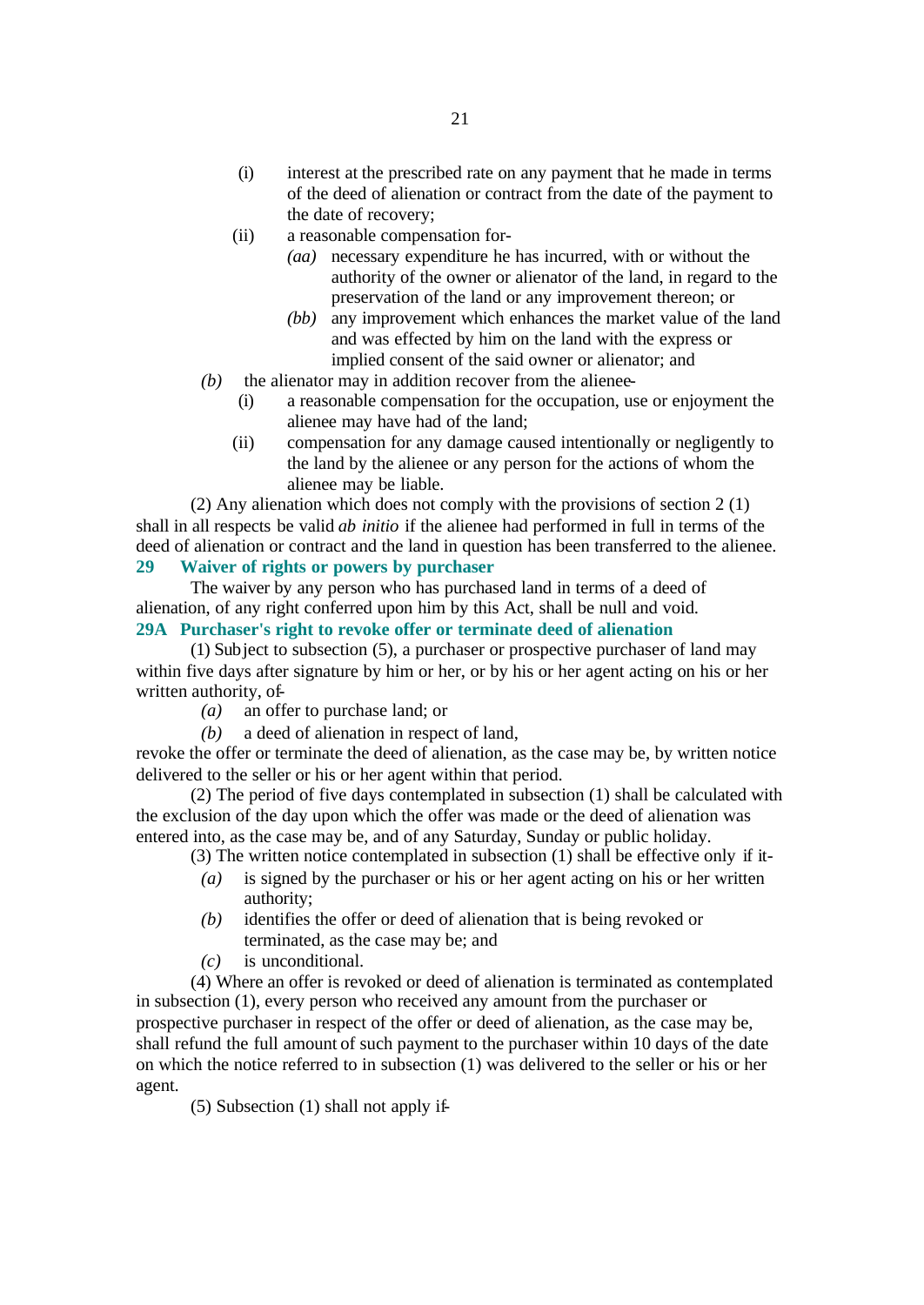(i) interest at the prescribed rate on any payment that he made in terms of the deed of alienation or contract from the date of the payment to the date of recovery;

(ii) a reasonable compensation for-

*(aa)* necessary expenditure he has incurred, with or without the authority of the owner or alienator of the land, in regard to the preservation of the land or any improvement thereon; or

*(bb)* any improvement which enhances the market value of the land and was effected by him on the land with the express or implied consent of the said owner or alienator; and

*(b)* the alienator may in addition recover from the alienee-

(i) a reasonable compensation for the occupation, use or enjoyment the alienee may have had of the land;

(ii) compensation for any damage caused intentionally or negligently to the land by the alienee or any person for the actions of whom the alienee may be liable.

(2) Any alienation which does not comply with the provisions of section 2 (1) shall in all respects be valid *ab initio* if the alienee had performed in full in terms of the deed of alienation or contract and the land in question has been transferred to the alienee.

### 29 Waiver of rights or powers by purchaser

The waiver by any person who has purchased land in terms of a deed of alienation, of any right conferred upon him by this Act, shall be null and void.

### 29A Purchaser's right to revoke offer or terminate deed of alienation

(1) Subject to subsection (5), a purchaser or prospective purchaser of land may within five days after signature by him or her, or by his or her agent acting on his or her written authority, of-

*(a)* an offer to purchase land; or

*(b)* a deed of alienation in respect of land,

revoke the offer or terminate the deed of alienation, as the case may be, by written notice delivered to the seller or his or her agent within that period.

(2) The period of five days contemplated in subsection (1) shall be calculated with the exclusion of the day upon which the offer was made or the deed of alienation was entered into, as the case may be, and of any Saturday, Sunday or public holiday.

(3) The written notice contemplated in subsection (1) shall be effective only if it-

*(a)* is signed by the purchaser or his or her agent acting on his or her written authority;

*(b)* identifies the offer or deed of alienation that is being revoked or terminated, as the case may be; and

*(c)* is unconditional.

(4) Where an offer is revoked or deed of alienation is terminated as contemplated in subsection (1), every person who received any amount from the purchaser or prospective purchaser in respect of the offer or deed of alienation, as the case may be, shall refund the full amount of such payment to the purchaser within 10 days of the date on which the notice referred to in subsection (1) was delivered to the seller or his or her agent.

(5) Subsection (1) shall not apply if-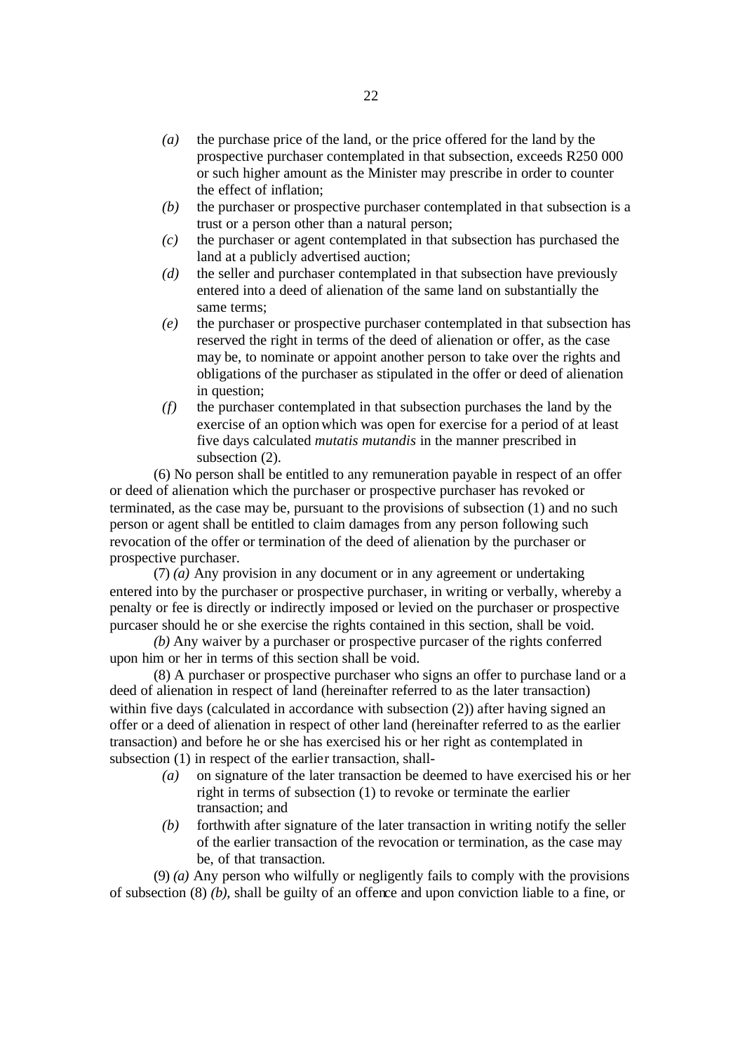*(a)* the purchase price of the land, or the price offered for the land by the prospective purchaser contemplated in that subsection, exceeds R250 000 or such higher amount as the Minister may prescribe in order to counter the effect of inflation;

*(b)* the purchaser or prospective purchaser contemplated in that subsection is a trust or a person other than a natural person;

*(c)* the purchaser or agent contemplated in that subsection has purchased the land at a publicly advertised auction;

*(d)* the seller and purchaser contemplated in that subsection have previously entered into a deed of alienation of the same land on substantially the same terms;

*(e)* the purchaser or prospective purchaser contemplated in that subsection has reserved the right in terms of the deed of alienation or offer, as the case may be, to nominate or appoint another person to take over the rights and obligations of the purchaser as stipulated in the offer or deed of alienation in question;

*(f)* the purchaser contemplated in that subsection purchases the land by the exercise of an option which was open for exercise for a period of at least five days calculated *mutatis mutandis* in the manner prescribed in subsection (2).

(6) No person shall be entitled to any remuneration payable in respect of an offer or deed of alienation which the purchaser or prospective purchaser has revoked or terminated, as the case may be, pursuant to the provisions of subsection (1) and no such person or agent shall be entitled to claim damages from any person following such revocation of the offer or termination of the deed of alienation by the purchaser or prospective purchaser.

(7) *(a)* Any provision in any document or in any agreement or undertaking entered into by the purchaser or prospective purchaser, in writing or verbally, whereby a penalty or fee is directly or indirectly imposed or levied on the purchaser or prospective purcaser should he or she exercise the rights contained in this section, shall be void.

*(b)* Any waiver by a purchaser or prospective purcaser of the rights conferred upon him or her in terms of this section shall be void.

(8) A purchaser or prospective purchaser who signs an offer to purchase land or a deed of alienation in respect of land (hereinafter referred to as the later transaction) within five days (calculated in accordance with subsection (2)) after having signed an offer or a deed of alienation in respect of other land (hereinafter referred to as the earlier transaction) and before he or she has exercised his or her right as contemplated in subsection (1) in respect of the earlier transaction, shall-

*(a)* on signature of the later transaction be deemed to have exercised his or her right in terms of subsection (1) to revoke or terminate the earlier transaction; and

*(b)* forthwith after signature of the later transaction in writing notify the seller of the earlier transaction of the revocation or termination, as the case may be, of that transaction.

(9) *(a)* Any person who wilfully or negligently fails to comply with the provisions of subsection (8) *(b)*, shall be guilty of an offence and upon conviction liable to a fine, or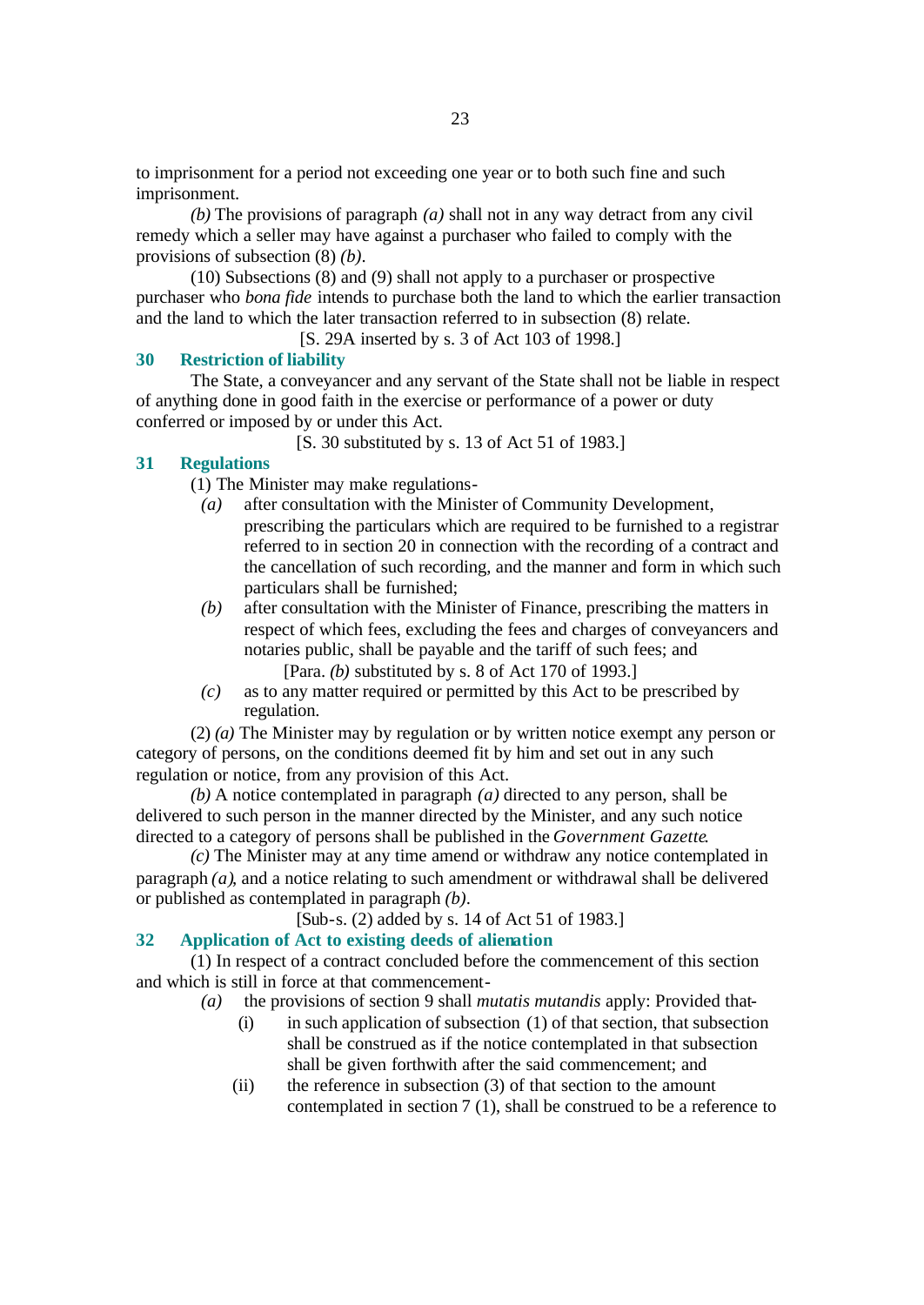to imprisonment for a period not exceeding one year or to both such fine and such imprisonment.

*(b)* The provisions of paragraph *(a)* shall not in any way detract from any civil remedy which a seller may have against a purchaser who failed to comply with the provisions of subsection (8) *(b)*.

(10) Subsections (8) and (9) shall not apply to a purchaser or prospective purchaser who *bona fide* intends to purchase both the land to which the earlier transaction and the land to which the later transaction referred to in subsection (8) relate.

[S. 29A inserted by s. 3 of Act 103 of 1998.]

### 30 Restriction of liability

The State, a conveyancer and any servant of the State shall not be liable in respect of anything done in good faith in the exercise or performance of a power or duty conferred or imposed by or under this Act.

[S. 30 substituted by s. 13 of Act 51 of 1983.]

### 31 Regulations

(1) The Minister may make regulations-

*(a)* after consultation with the Minister of Community Development, prescribing the particulars which are required to be furnished to a registrar referred to in section 20 in connection with the recording of a contract and the cancellation of such recording, and the manner and form in which such particulars shall be furnished;

*(b)* after consultation with the Minister of Finance, prescribing the matters in respect of which fees, excluding the fees and charges of conveyancers and notaries public, shall be payable and the tariff of such fees; and

[Para. *(b)* substituted by s. 8 of Act 170 of 1993.]

*(c)* as to any matter required or permitted by this Act to be prescribed by regulation.

(2) *(a)* The Minister may by regulation or by written notice exempt any person or category of persons, on the conditions deemed fit by him and set out in any such regulation or notice, from any provision of this Act.

*(b)* A notice contemplated in paragraph *(a)* directed to any person, shall be delivered to such person in the manner directed by the Minister, and any such notice directed to a category of persons shall be published in the *Government Gazette*.

*(c)* The Minister may at any time amend or withdraw any notice contemplated in paragraph *(a)*, and a notice relating to such amendment or withdrawal shall be delivered or published as contemplated in paragraph *(b)*.

[Sub-s. (2) added by s. 14 of Act 51 of 1983.]

### 32 Application of Act to existing deeds of alienation

(1) In respect of a contract concluded before the commencement of this section and which is still in force at that commencement-

*(a)* the provisions of section 9 shall *mutatis mutandis* apply: Provided that-

(i) in such application of subsection (1) of that section, that subsection shall be construed as if the notice contemplated in that subsection shall be given forthwith after the said commencement; and

(ii) the reference in subsection (3) of that section to the amount contemplated in section 7 (1), shall be construed to be a reference to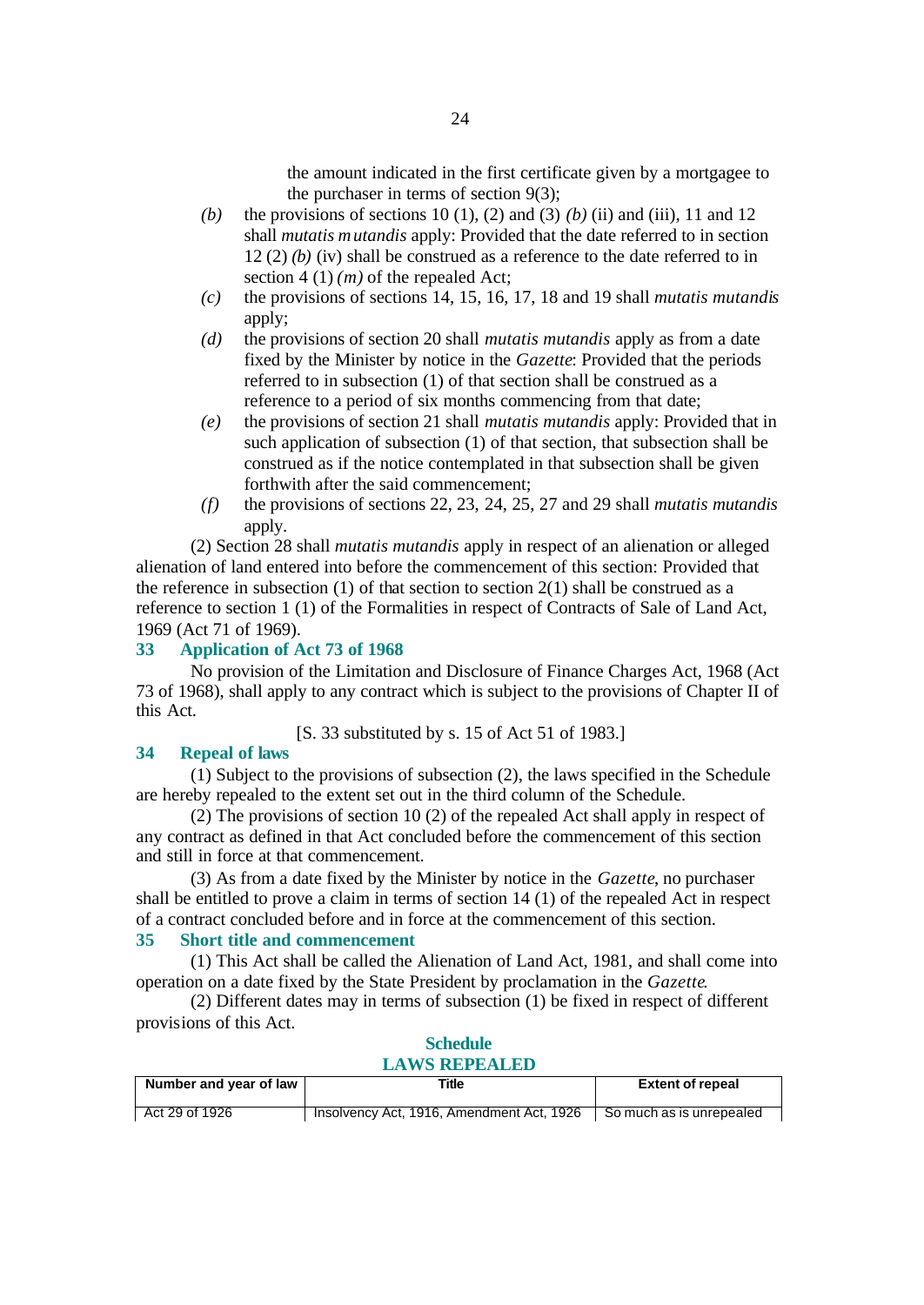the amount indicated in the first certificate given by a mortgagee to the purchaser in terms of section 9(3);

*(b)* the provisions of sections 10 (1), (2) and (3) *(b)* (ii) and (iii), 11 and 12 shall *mutatis mutandis* apply: Provided that the date referred to in section 12 (2) *(b)* (iv) shall be construed as a reference to the date referred to in section 4 (1) *(m)* of the repealed Act;

*(c)* the provisions of sections 14, 15, 16, 17, 18 and 19 shall *mutatis mutandis* apply;

*(d)* the provisions of section 20 shall *mutatis mutandis* apply as from a date fixed by the Minister by notice in the *Gazette*: Provided that the periods referred to in subsection (1) of that section shall be construed as a reference to a period of six months commencing from that date;

*(e)* the provisions of section 21 shall *mutatis mutandis* apply: Provided that in such application of subsection (1) of that section, that subsection shall be construed as if the notice contemplated in that subsection shall be given forthwith after the said commencement;

*(f)* the provisions of sections 22, 23, 24, 25, 27 and 29 shall *mutatis mutandis* apply.

(2) Section 28 shall *mutatis mutandis* apply in respect of an alienation or alleged alienation of land entered into before the commencement of this section: Provided that the reference in subsection (1) of that section to section 2(1) shall be construed as a reference to section 1 (1) of the Formalities in respect of Contracts of Sale of Land Act, 1969 (Act 71 of 1969).

### 33 Application of Act 73 of 1968

No provision of the Limitation and Disclosure of Finance Charges Act, 1968 (Act 73 of 1968), shall apply to any contract which is subject to the provisions of Chapter II of this Act.

[S. 33 substituted by s. 15 of Act 51 of 1983.]

### 34 Repeal of laws

(1) Subject to the provisions of subsection (2), the laws specified in the Schedule are hereby repealed to the extent set out in the third column of the Schedule.

(2) The provisions of section 10 (2) of the repealed Act shall apply in respect of any contract as defined in that Act concluded before the commencement of this section and still in force at that commencement.

(3) As from a date fixed by the Minister by notice in the *Gazette*, no purchaser shall be entitled to prove a claim in terms of section 14 (1) of the repealed Act in respect of a contract concluded before and in force at the commencement of this section.

### 35 Short title and commencement

(1) This Act shall be called the Alienation of Land Act, 1981, and shall come into operation on a date fixed by the State President by proclamation in the *Gazette*.

(2) Different dates may in terms of subsection (1) be fixed in respect of different provisions of this Act.

## Schedule
## LAWS REPEALED

| Number and year of law | Title | Extent of repeal |
|---|---|---|
| Act 29 of 1926 | Insolvency Act, 1916, Amendment Act, 1926 | So much as is unrepealed |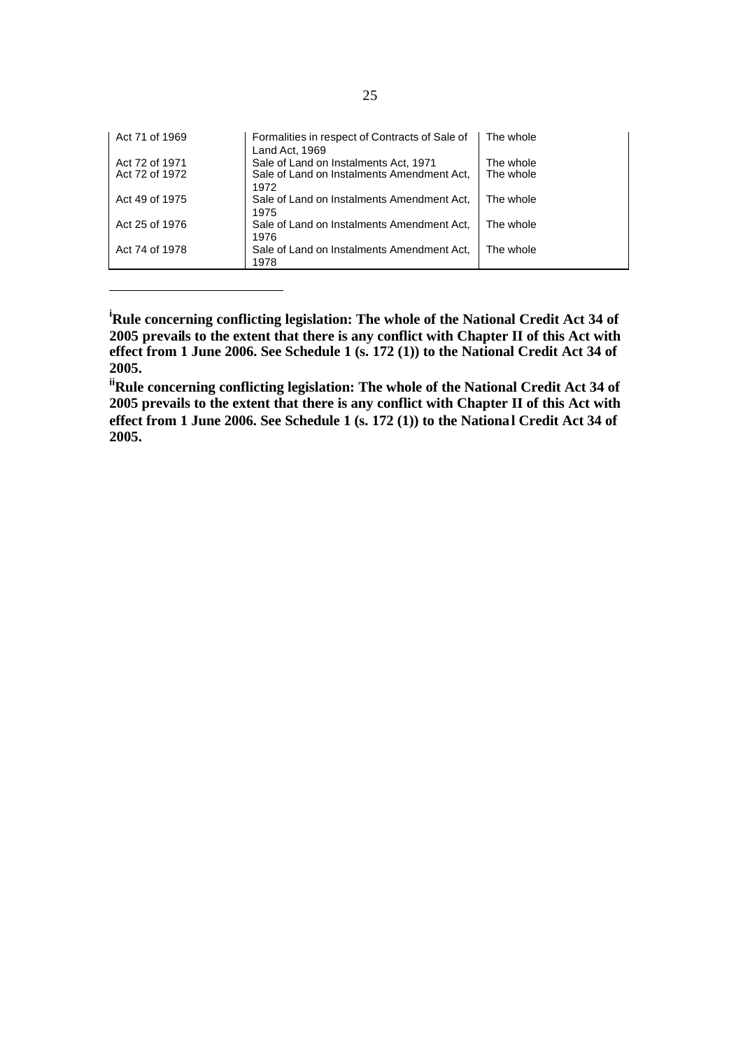| | | |
|---|---|---|
| Act 71 of 1969 | Formalities in respect of Contracts of Sale of Land Act, 1969 | The whole |
| Act 72 of 1971 | Sale of Land on Instalments Act, 1971 | The whole |
| Act 72 of 1972 | Sale of Land on Instalments Amendment Act, 1972 | The whole |
| Act 49 of 1975 | Sale of Land on Instalments Amendment Act, 1975 | The whole |
| Act 25 of 1976 | Sale of Land on Instalments Amendment Act, 1976 | The whole |
| Act 74 of 1978 | Sale of Land on Instalments Amendment Act, 1978 | The whole |

---

[i] **Rule concerning conflicting legislation: The whole of the National Credit Act 34 of 2005 prevails to the extent that there is any conflict with Chapter II of this Act with effect from 1 June 2006. See Schedule 1 (s. 172 (1)) to the National Credit Act 34 of 2005.**

[ii] **Rule concerning conflicting legislation: The whole of the National Credit Act 34 of 2005 prevails to the extent that there is any conflict with Chapter II of this Act with effect from 1 June 2006. See Schedule 1 (s. 172 (1)) to the National Credit Act 34 of 2005.**